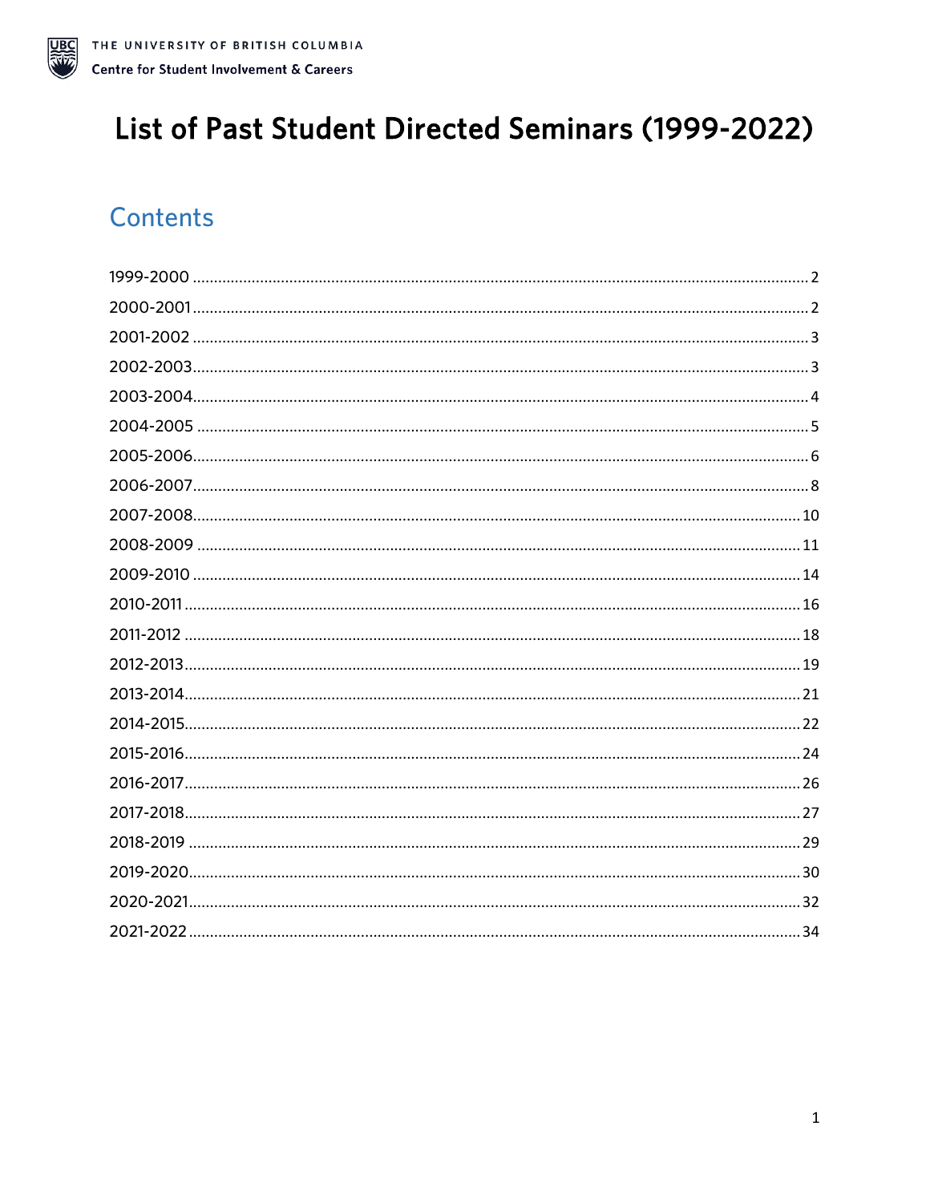THE UNIVERSITY OF BRITISH COLUMBIA
Centre for Student Involvement & Careers

# List of Past Student Directed Seminars (1999-2022)

## Contents

1999-2000 .......... 2
2000-2001 .......... 2
2001-2002 .......... 3
2002-2003 .......... 3
2003-2004 .......... 4
2004-2005 .......... 5
2005-2006 .......... 6
2006-2007 .......... 8
2007-2008 .......... 10
2008-2009 .......... 11
2009-2010 .......... 14
2010-2011 .......... 16
2011-2012 .......... 18
2012-2013 .......... 19
2013-2014 .......... 21
2014-2015 .......... 22
2015-2016 .......... 24
2016-2017 .......... 26
2017-2018 .......... 27
2018-2019 .......... 29
2019-2020 .......... 30
2020-2021 .......... 32
2021-2022 .......... 34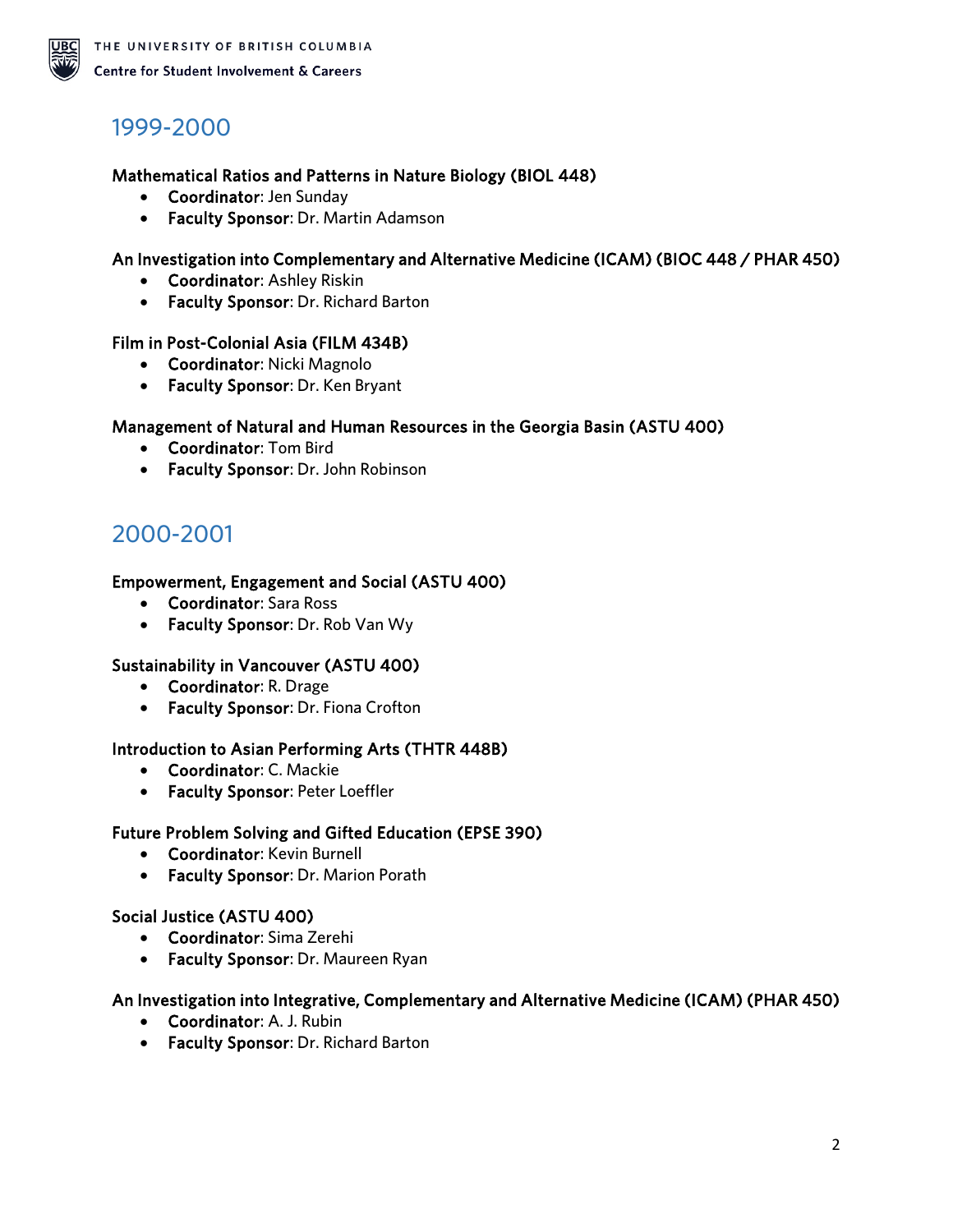## 1999-2000

**Mathematical Ratios and Patterns in Nature Biology (BIOL 448)**

- **Coordinator**: Jen Sunday
- **Faculty Sponsor**: Dr. Martin Adamson

**An Investigation into Complementary and Alternative Medicine (ICAM) (BIOC 448 / PHAR 450)**

- **Coordinator**: Ashley Riskin
- **Faculty Sponsor**: Dr. Richard Barton

**Film in Post-Colonial Asia (FILM 434B)**

- **Coordinator**: Nicki Magnolo
- **Faculty Sponsor**: Dr. Ken Bryant

**Management of Natural and Human Resources in the Georgia Basin (ASTU 400)**

- **Coordinator**: Tom Bird
- **Faculty Sponsor**: Dr. John Robinson

## 2000-2001

**Empowerment, Engagement and Social (ASTU 400)**

- **Coordinator**: Sara Ross
- **Faculty Sponsor**: Dr. Rob Van Wy

**Sustainability in Vancouver (ASTU 400)**

- **Coordinator**: R. Drage
- **Faculty Sponsor**: Dr. Fiona Crofton

**Introduction to Asian Performing Arts (THTR 448B)**

- **Coordinator**: C. Mackie
- **Faculty Sponsor**: Peter Loeffler

**Future Problem Solving and Gifted Education (EPSE 390)**

- **Coordinator**: Kevin Burnell
- **Faculty Sponsor**: Dr. Marion Porath

**Social Justice (ASTU 400)**

- **Coordinator**: Sima Zerehi
- **Faculty Sponsor**: Dr. Maureen Ryan

**An Investigation into Integrative, Complementary and Alternative Medicine (ICAM) (PHAR 450)**

- **Coordinator**: A. J. Rubin
- **Faculty Sponsor**: Dr. Richard Barton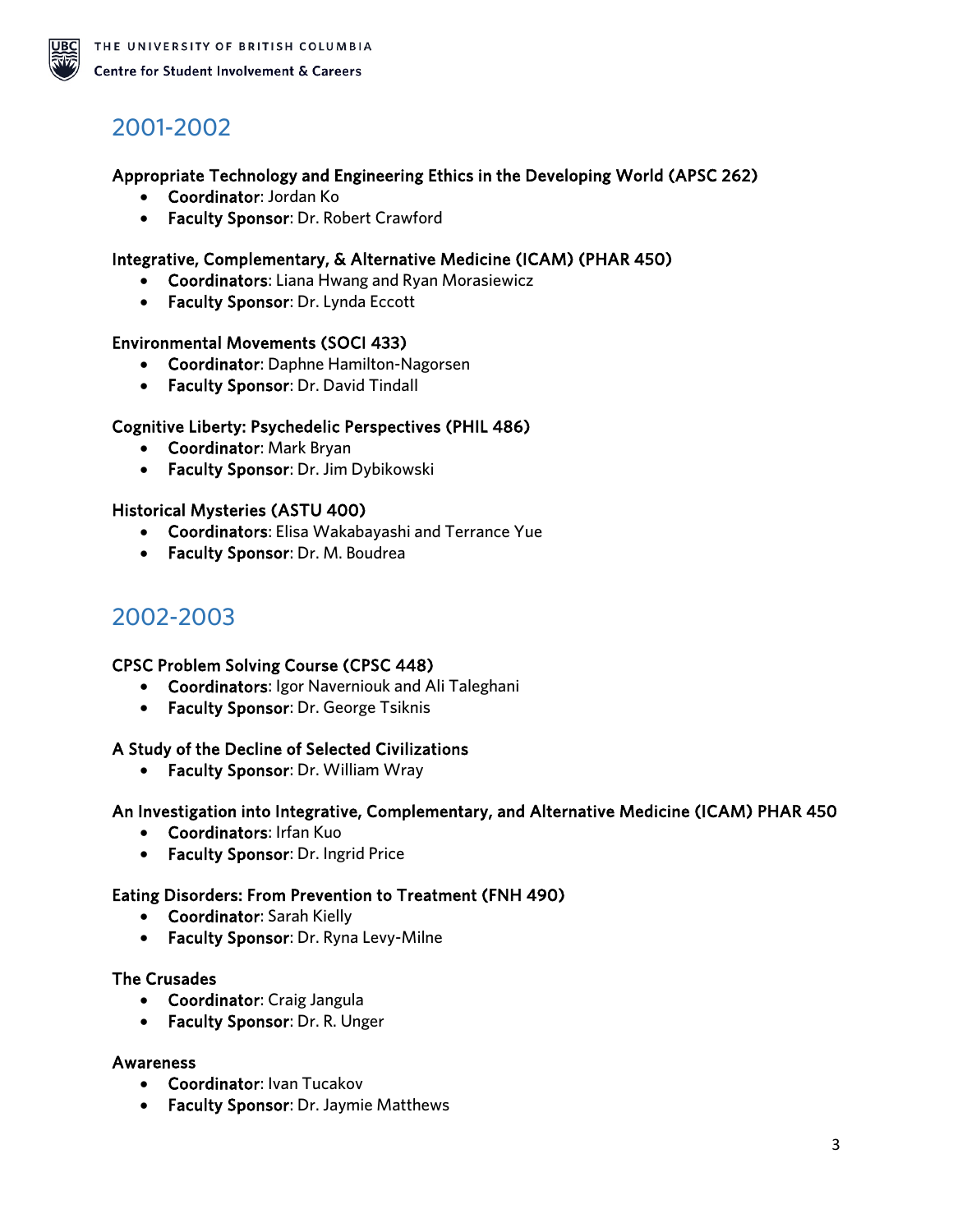## 2001-2002

### Appropriate Technology and Engineering Ethics in the Developing World (APSC 262)

- **Coordinator**: Jordan Ko
- **Faculty Sponsor**: Dr. Robert Crawford

### Integrative, Complementary, & Alternative Medicine (ICAM) (PHAR 450)

- **Coordinators**: Liana Hwang and Ryan Morasiewicz
- **Faculty Sponsor**: Dr. Lynda Eccott

### Environmental Movements (SOCI 433)

- **Coordinator**: Daphne Hamilton-Nagorsen
- **Faculty Sponsor**: Dr. David Tindall

### Cognitive Liberty: Psychedelic Perspectives (PHIL 486)

- **Coordinator**: Mark Bryan
- **Faculty Sponsor**: Dr. Jim Dybikowski

### Historical Mysteries (ASTU 400)

- **Coordinators**: Elisa Wakabayashi and Terrance Yue
- **Faculty Sponsor**: Dr. M. Boudrea

## 2002-2003

### CPSC Problem Solving Course (CPSC 448)

- **Coordinators**: Igor Naverniouk and Ali Taleghani
- **Faculty Sponsor**: Dr. George Tsiknis

### A Study of the Decline of Selected Civilizations

- **Faculty Sponsor**: Dr. William Wray

### An Investigation into Integrative, Complementary, and Alternative Medicine (ICAM) PHAR 450

- **Coordinators**: Irfan Kuo
- **Faculty Sponsor**: Dr. Ingrid Price

### Eating Disorders: From Prevention to Treatment (FNH 490)

- **Coordinator**: Sarah Kielly
- **Faculty Sponsor**: Dr. Ryna Levy-Milne

### The Crusades

- **Coordinator**: Craig Jangula
- **Faculty Sponsor**: Dr. R. Unger

### Awareness

- **Coordinator**: Ivan Tucakov
- **Faculty Sponsor**: Dr. Jaymie Matthews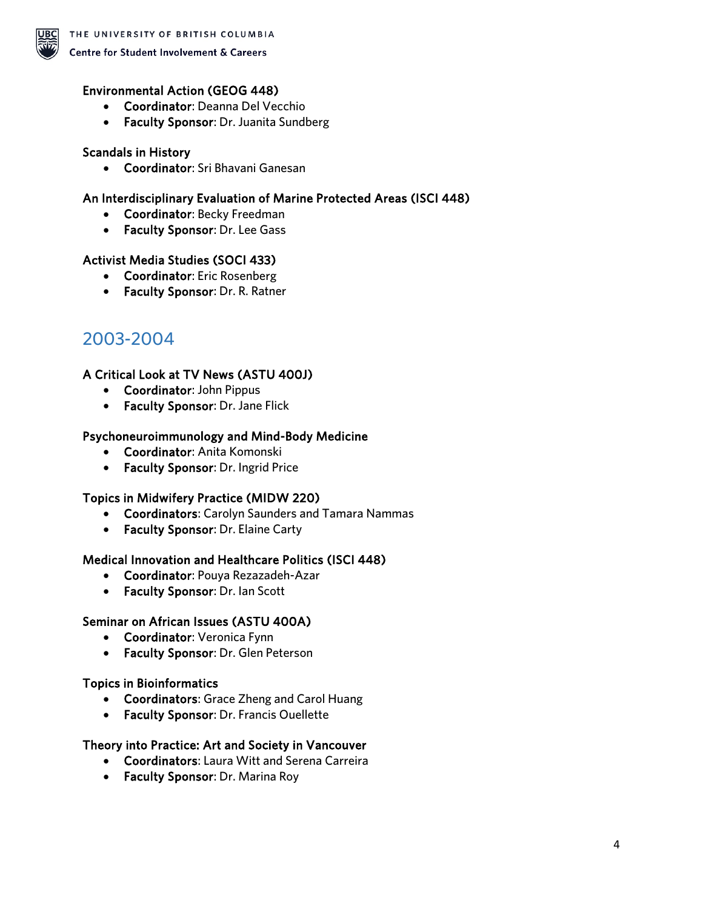### Environmental Action (GEOG 448)

- **Coordinator**: Deanna Del Vecchio
- **Faculty Sponsor**: Dr. Juanita Sundberg

### Scandals in History

- **Coordinator**: Sri Bhavani Ganesan

### An Interdisciplinary Evaluation of Marine Protected Areas (ISCI 448)

- **Coordinator**: Becky Freedman
- **Faculty Sponsor**: Dr. Lee Gass

### Activist Media Studies (SOCI 433)

- **Coordinator**: Eric Rosenberg
- **Faculty Sponsor**: Dr. R. Ratner

## 2003-2004

### A Critical Look at TV News (ASTU 400J)

- **Coordinator**: John Pippus
- **Faculty Sponsor**: Dr. Jane Flick

### Psychoneuroimmunology and Mind-Body Medicine

- **Coordinator**: Anita Komonski
- **Faculty Sponsor**: Dr. Ingrid Price

### Topics in Midwifery Practice (MIDW 220)

- **Coordinators**: Carolyn Saunders and Tamara Nammas
- **Faculty Sponsor**: Dr. Elaine Carty

### Medical Innovation and Healthcare Politics (ISCI 448)

- **Coordinator**: Pouya Rezazadeh-Azar
- **Faculty Sponsor**: Dr. Ian Scott

### Seminar on African Issues (ASTU 400A)

- **Coordinator**: Veronica Fynn
- **Faculty Sponsor**: Dr. Glen Peterson

### Topics in Bioinformatics

- **Coordinators**: Grace Zheng and Carol Huang
- **Faculty Sponsor**: Dr. Francis Ouellette

### Theory into Practice: Art and Society in Vancouver

- **Coordinators**: Laura Witt and Serena Carreira
- **Faculty Sponsor**: Dr. Marina Roy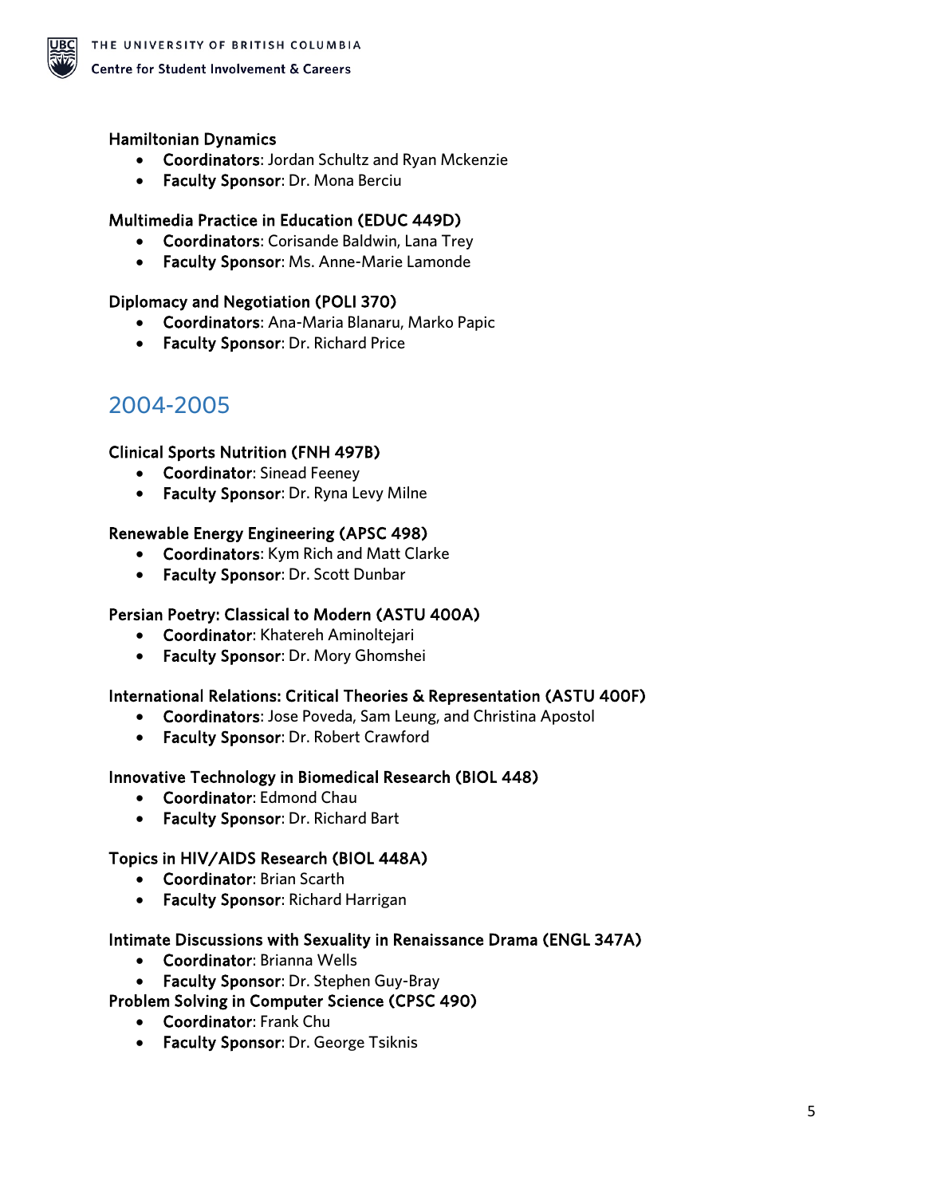### Hamiltonian Dynamics

- **Coordinators**: Jordan Schultz and Ryan Mckenzie
- **Faculty Sponsor**: Dr. Mona Berciu

### Multimedia Practice in Education (EDUC 449D)

- **Coordinators**: Corisande Baldwin, Lana Trey
- **Faculty Sponsor**: Ms. Anne-Marie Lamonde

### Diplomacy and Negotiation (POLI 370)

- **Coordinators**: Ana-Maria Blanaru, Marko Papic
- **Faculty Sponsor**: Dr. Richard Price

## 2004-2005

### Clinical Sports Nutrition (FNH 497B)

- **Coordinator**: Sinead Feeney
- **Faculty Sponsor**: Dr. Ryna Levy Milne

### Renewable Energy Engineering (APSC 498)

- **Coordinators**: Kym Rich and Matt Clarke
- **Faculty Sponsor**: Dr. Scott Dunbar

### Persian Poetry: Classical to Modern (ASTU 400A)

- **Coordinator**: Khatereh Aminoltejari
- **Faculty Sponsor**: Dr. Mory Ghomshei

### International Relations: Critical Theories & Representation (ASTU 400F)

- **Coordinators**: Jose Poveda, Sam Leung, and Christina Apostol
- **Faculty Sponsor**: Dr. Robert Crawford

### Innovative Technology in Biomedical Research (BIOL 448)

- **Coordinator**: Edmond Chau
- **Faculty Sponsor**: Dr. Richard Bart

### Topics in HIV/AIDS Research (BIOL 448A)

- **Coordinator**: Brian Scarth
- **Faculty Sponsor**: Richard Harrigan

### Intimate Discussions with Sexuality in Renaissance Drama (ENGL 347A)

- **Coordinator**: Brianna Wells
- **Faculty Sponsor**: Dr. Stephen Guy-Bray

### Problem Solving in Computer Science (CPSC 490)

- **Coordinator**: Frank Chu
- **Faculty Sponsor**: Dr. George Tsiknis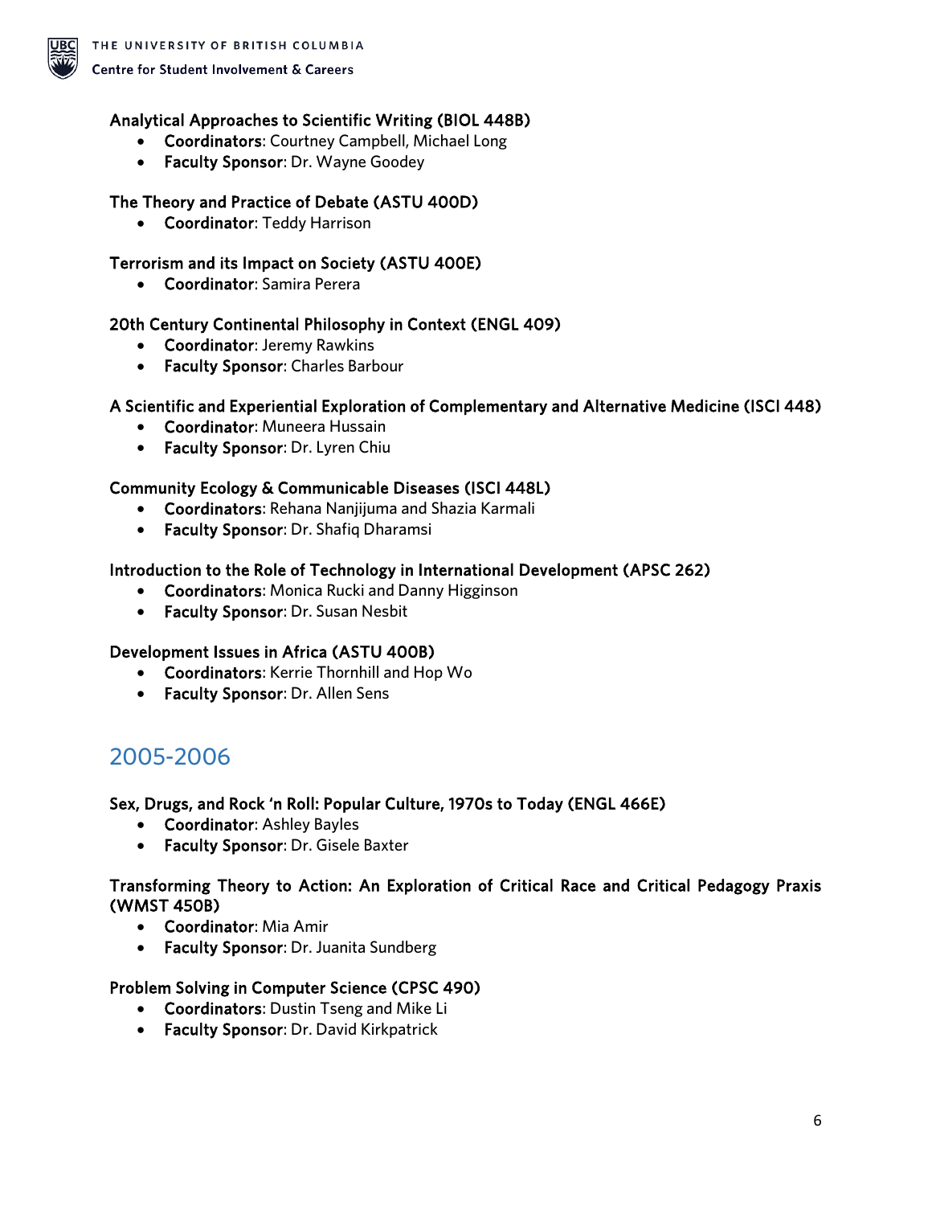### Analytical Approaches to Scientific Writing (BIOL 448B)

- **Coordinators**: Courtney Campbell, Michael Long
- **Faculty Sponsor**: Dr. Wayne Goodey

### The Theory and Practice of Debate (ASTU 400D)

- **Coordinator**: Teddy Harrison

### Terrorism and its Impact on Society (ASTU 400E)

- **Coordinator**: Samira Perera

### 20th Century Continental Philosophy in Context (ENGL 409)

- **Coordinator**: Jeremy Rawkins
- **Faculty Sponsor**: Charles Barbour

### A Scientific and Experiential Exploration of Complementary and Alternative Medicine (ISCI 448)

- **Coordinator**: Muneera Hussain
- **Faculty Sponsor**: Dr. Lyren Chiu

### Community Ecology & Communicable Diseases (ISCI 448L)

- **Coordinators**: Rehana Nanjijuma and Shazia Karmali
- **Faculty Sponsor**: Dr. Shafiq Dharamsi

### Introduction to the Role of Technology in International Development (APSC 262)

- **Coordinators**: Monica Rucki and Danny Higginson
- **Faculty Sponsor**: Dr. Susan Nesbit

### Development Issues in Africa (ASTU 400B)

- **Coordinators**: Kerrie Thornhill and Hop Wo
- **Faculty Sponsor**: Dr. Allen Sens

## 2005-2006

### Sex, Drugs, and Rock 'n Roll: Popular Culture, 1970s to Today (ENGL 466E)

- **Coordinator**: Ashley Bayles
- **Faculty Sponsor**: Dr. Gisele Baxter

### Transforming Theory to Action: An Exploration of Critical Race and Critical Pedagogy Praxis (WMST 450B)

- **Coordinator**: Mia Amir
- **Faculty Sponsor**: Dr. Juanita Sundberg

### Problem Solving in Computer Science (CPSC 490)

- **Coordinators**: Dustin Tseng and Mike Li
- **Faculty Sponsor**: Dr. David Kirkpatrick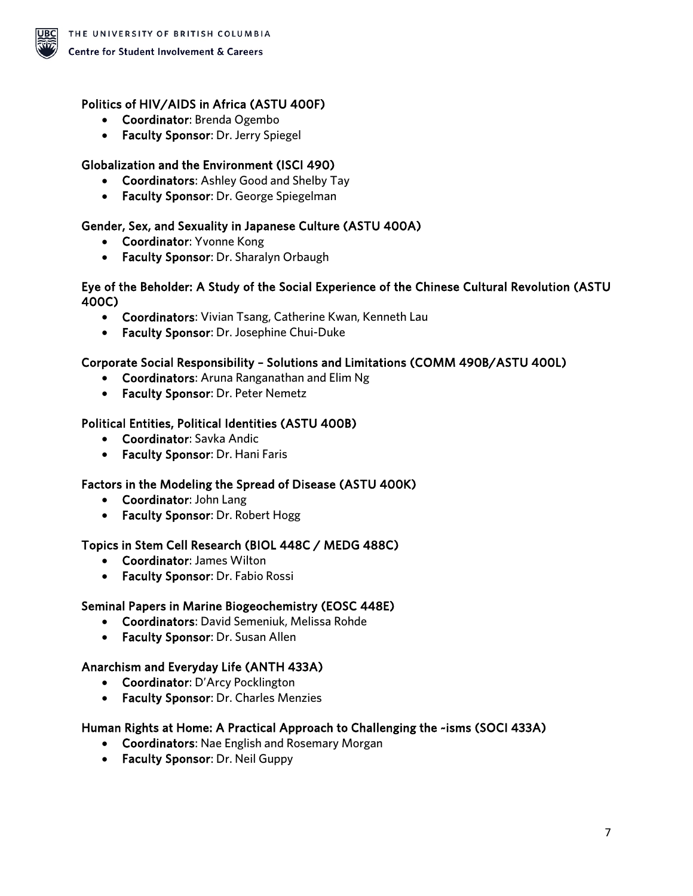### Politics of HIV/AIDS in Africa (ASTU 400F)

- **Coordinator**: Brenda Ogembo
- **Faculty Sponsor**: Dr. Jerry Spiegel

### Globalization and the Environment (ISCI 490)

- **Coordinators**: Ashley Good and Shelby Tay
- **Faculty Sponsor**: Dr. George Spiegelman

### Gender, Sex, and Sexuality in Japanese Culture (ASTU 400A)

- **Coordinator**: Yvonne Kong
- **Faculty Sponsor**: Dr. Sharalyn Orbaugh

### Eye of the Beholder: A Study of the Social Experience of the Chinese Cultural Revolution (ASTU 400C)

- **Coordinators**: Vivian Tsang, Catherine Kwan, Kenneth Lau
- **Faculty Sponsor**: Dr. Josephine Chui-Duke

### Corporate Social Responsibility – Solutions and Limitations (COMM 490B/ASTU 400L)

- **Coordinators**: Aruna Ranganathan and Elim Ng
- **Faculty Sponsor**: Dr. Peter Nemetz

### Political Entities, Political Identities (ASTU 400B)

- **Coordinator**: Savka Andic
- **Faculty Sponsor**: Dr. Hani Faris

### Factors in the Modeling the Spread of Disease (ASTU 400K)

- **Coordinator**: John Lang
- **Faculty Sponsor**: Dr. Robert Hogg

### Topics in Stem Cell Research (BIOL 448C / MEDG 488C)

- **Coordinator**: James Wilton
- **Faculty Sponsor**: Dr. Fabio Rossi

### Seminal Papers in Marine Biogeochemistry (EOSC 448E)

- **Coordinators**: David Semeniuk, Melissa Rohde
- **Faculty Sponsor**: Dr. Susan Allen

### Anarchism and Everyday Life (ANTH 433A)

- **Coordinator**: D'Arcy Pocklington
- **Faculty Sponsor**: Dr. Charles Menzies

### Human Rights at Home: A Practical Approach to Challenging the ~isms (SOCI 433A)

- **Coordinators**: Nae English and Rosemary Morgan
- **Faculty Sponsor**: Dr. Neil Guppy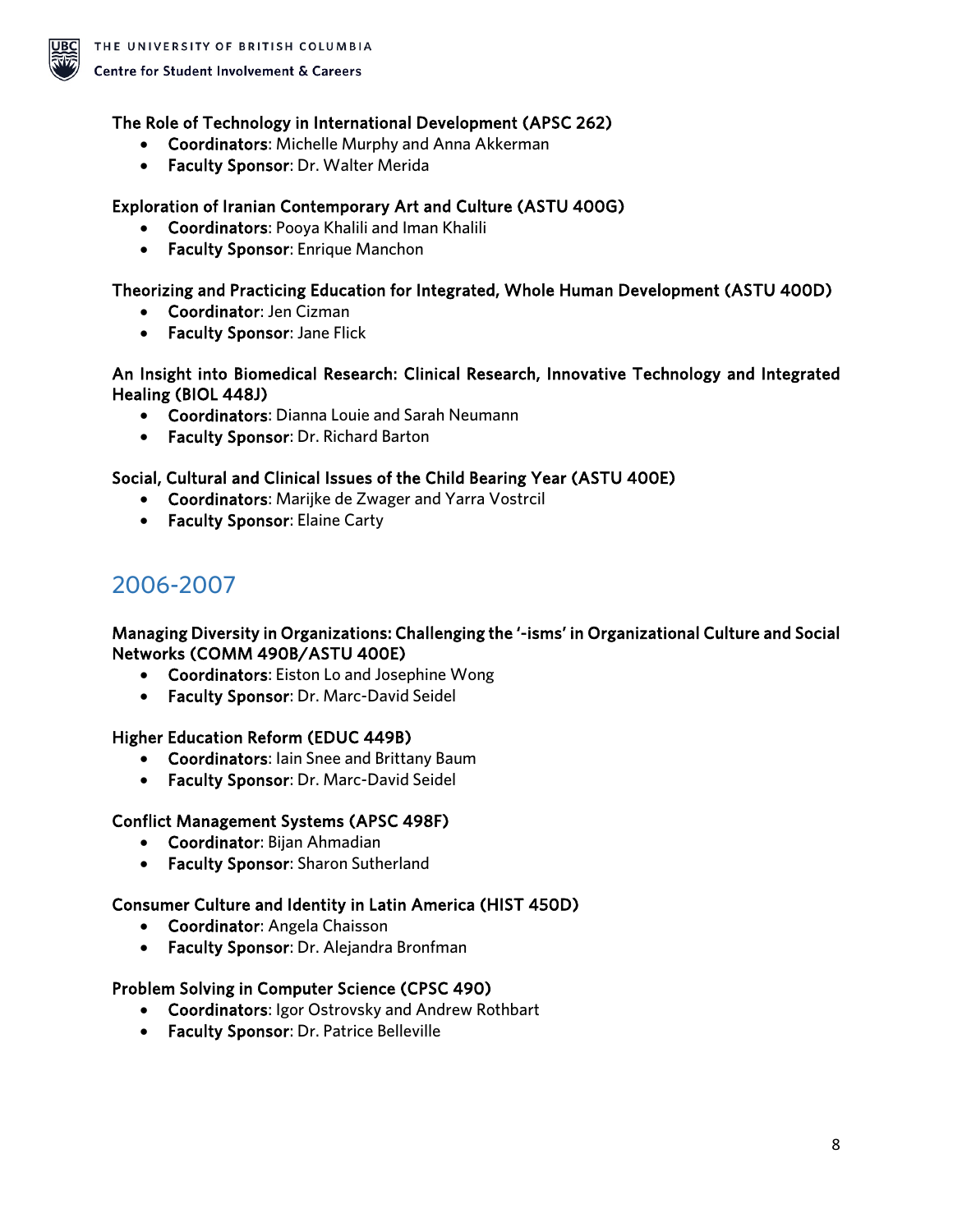**The Role of Technology in International Development (APSC 262)**

- **Coordinators**: Michelle Murphy and Anna Akkerman
- **Faculty Sponsor**: Dr. Walter Merida

**Exploration of Iranian Contemporary Art and Culture (ASTU 400G)**

- **Coordinators**: Pooya Khalili and Iman Khalili
- **Faculty Sponsor**: Enrique Manchon

**Theorizing and Practicing Education for Integrated, Whole Human Development (ASTU 400D)**

- **Coordinator**: Jen Cizman
- **Faculty Sponsor**: Jane Flick

**An Insight into Biomedical Research: Clinical Research, Innovative Technology and Integrated Healing (BIOL 448J)**

- **Coordinators**: Dianna Louie and Sarah Neumann
- **Faculty Sponsor**: Dr. Richard Barton

**Social, Cultural and Clinical Issues of the Child Bearing Year (ASTU 400E)**

- **Coordinators**: Marijke de Zwager and Yarra Vostrcil
- **Faculty Sponsor**: Elaine Carty

## 2006-2007

**Managing Diversity in Organizations: Challenging the '-isms' in Organizational Culture and Social Networks (COMM 490B/ASTU 400E)**

- **Coordinators**: Eiston Lo and Josephine Wong
- **Faculty Sponsor**: Dr. Marc-David Seidel

**Higher Education Reform (EDUC 449B)**

- **Coordinators**: Iain Snee and Brittany Baum
- **Faculty Sponsor**: Dr. Marc-David Seidel

**Conflict Management Systems (APSC 498F)**

- **Coordinator**: Bijan Ahmadian
- **Faculty Sponsor**: Sharon Sutherland

**Consumer Culture and Identity in Latin America (HIST 450D)**

- **Coordinator**: Angela Chaisson
- **Faculty Sponsor**: Dr. Alejandra Bronfman

**Problem Solving in Computer Science (CPSC 490)**

- **Coordinators**: Igor Ostrovsky and Andrew Rothbart
- **Faculty Sponsor**: Dr. Patrice Belleville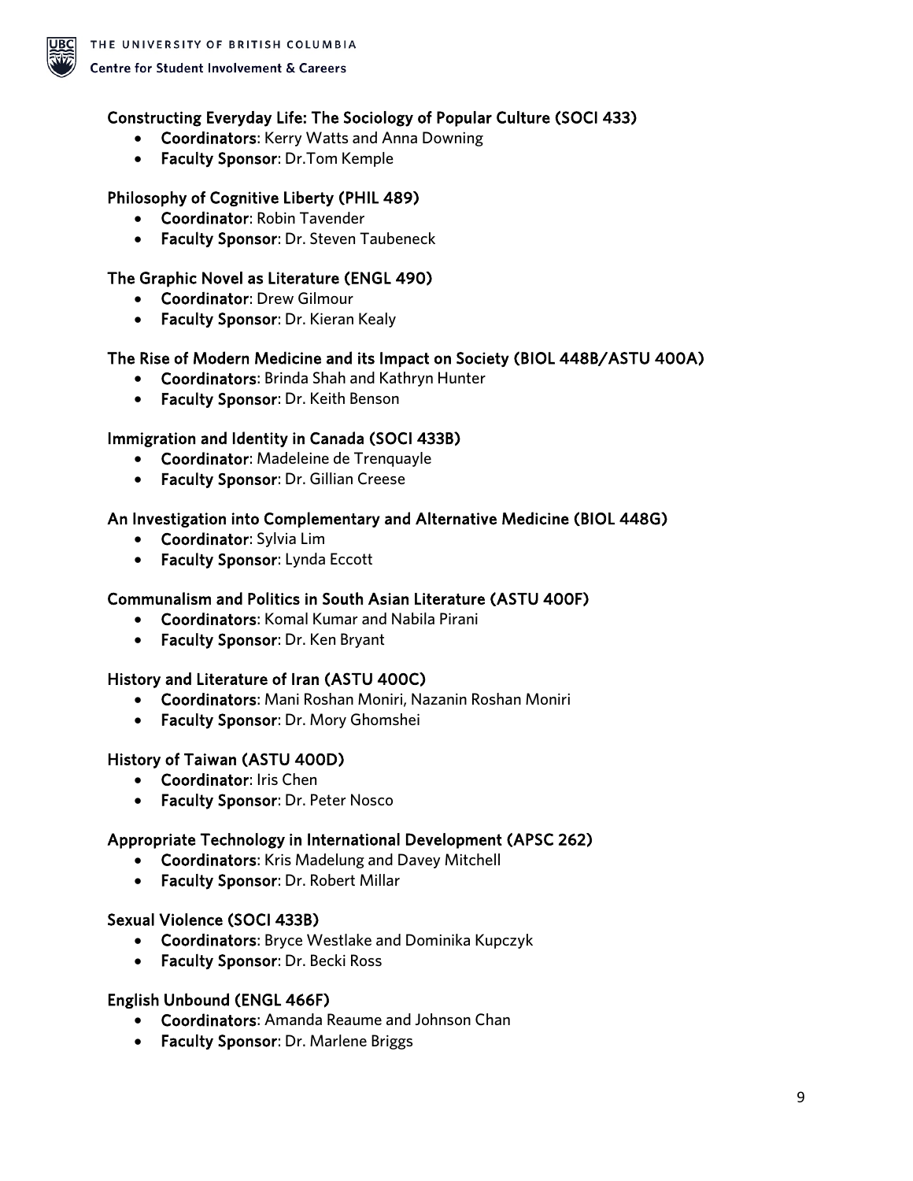### Constructing Everyday Life: The Sociology of Popular Culture (SOCI 433)

- **Coordinators**: Kerry Watts and Anna Downing
- **Faculty Sponsor**: Dr.Tom Kemple

### Philosophy of Cognitive Liberty (PHIL 489)

- **Coordinator**: Robin Tavender
- **Faculty Sponsor**: Dr. Steven Taubeneck

### The Graphic Novel as Literature (ENGL 490)

- **Coordinator**: Drew Gilmour
- **Faculty Sponsor**: Dr. Kieran Kealy

### The Rise of Modern Medicine and its Impact on Society (BIOL 448B/ASTU 400A)

- **Coordinators**: Brinda Shah and Kathryn Hunter
- **Faculty Sponsor**: Dr. Keith Benson

### Immigration and Identity in Canada (SOCI 433B)

- **Coordinator**: Madeleine de Trenquayle
- **Faculty Sponsor**: Dr. Gillian Creese

### An Investigation into Complementary and Alternative Medicine (BIOL 448G)

- **Coordinator**: Sylvia Lim
- **Faculty Sponsor**: Lynda Eccott

### Communalism and Politics in South Asian Literature (ASTU 400F)

- **Coordinators**: Komal Kumar and Nabila Pirani
- **Faculty Sponsor**: Dr. Ken Bryant

### History and Literature of Iran (ASTU 400C)

- **Coordinators**: Mani Roshan Moniri, Nazanin Roshan Moniri
- **Faculty Sponsor**: Dr. Mory Ghomshei

### History of Taiwan (ASTU 400D)

- **Coordinator**: Iris Chen
- **Faculty Sponsor**: Dr. Peter Nosco

### Appropriate Technology in International Development (APSC 262)

- **Coordinators**: Kris Madelung and Davey Mitchell
- **Faculty Sponsor**: Dr. Robert Millar

### Sexual Violence (SOCI 433B)

- **Coordinators**: Bryce Westlake and Dominika Kupczyk
- **Faculty Sponsor**: Dr. Becki Ross

### English Unbound (ENGL 466F)

- **Coordinators**: Amanda Reaume and Johnson Chan
- **Faculty Sponsor**: Dr. Marlene Briggs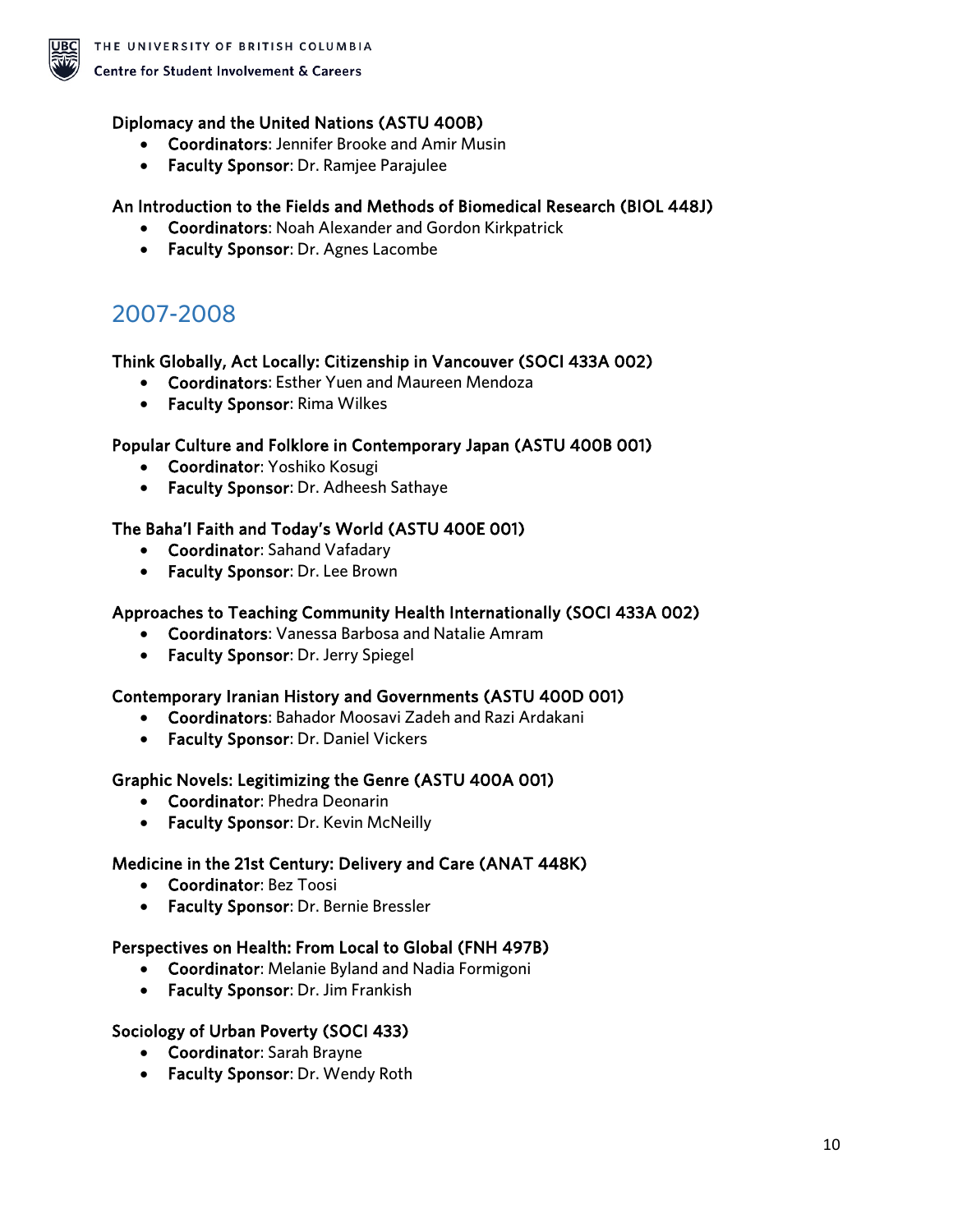**Diplomacy and the United Nations (ASTU 400B)**

- **Coordinators**: Jennifer Brooke and Amir Musin
- **Faculty Sponsor**: Dr. Ramjee Parajulee

**An Introduction to the Fields and Methods of Biomedical Research (BIOL 448J)**

- **Coordinators**: Noah Alexander and Gordon Kirkpatrick
- **Faculty Sponsor**: Dr. Agnes Lacombe

## 2007-2008

**Think Globally, Act Locally: Citizenship in Vancouver (SOCI 433A 002)**

- **Coordinators**: Esther Yuen and Maureen Mendoza
- **Faculty Sponsor**: Rima Wilkes

**Popular Culture and Folklore in Contemporary Japan (ASTU 400B 001)**

- **Coordinator**: Yoshiko Kosugi
- **Faculty Sponsor**: Dr. Adheesh Sathaye

**The Baha'I Faith and Today's World (ASTU 400E 001)**

- **Coordinator**: Sahand Vafadary
- **Faculty Sponsor**: Dr. Lee Brown

**Approaches to Teaching Community Health Internationally (SOCI 433A 002)**

- **Coordinators**: Vanessa Barbosa and Natalie Amram
- **Faculty Sponsor**: Dr. Jerry Spiegel

**Contemporary Iranian History and Governments (ASTU 400D 001)**

- **Coordinators**: Bahador Moosavi Zadeh and Razi Ardakani
- **Faculty Sponsor**: Dr. Daniel Vickers

**Graphic Novels: Legitimizing the Genre (ASTU 400A 001)**

- **Coordinator**: Phedra Deonarin
- **Faculty Sponsor**: Dr. Kevin McNeilly

**Medicine in the 21st Century: Delivery and Care (ANAT 448K)**

- **Coordinator**: Bez Toosi
- **Faculty Sponsor**: Dr. Bernie Bressler

**Perspectives on Health: From Local to Global (FNH 497B)**

- **Coordinator**: Melanie Byland and Nadia Formigoni
- **Faculty Sponsor**: Dr. Jim Frankish

**Sociology of Urban Poverty (SOCI 433)**

- **Coordinator**: Sarah Brayne
- **Faculty Sponsor**: Dr. Wendy Roth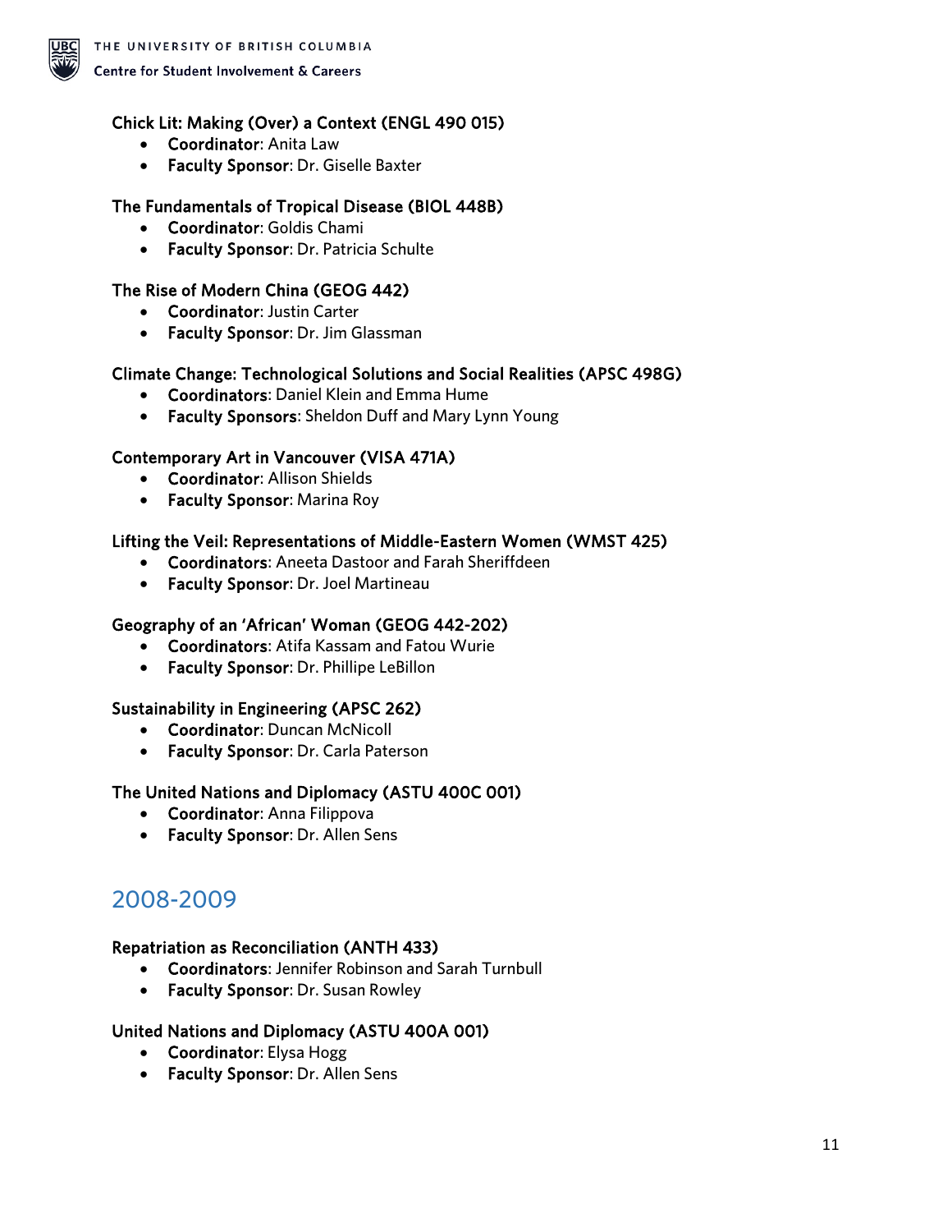**Chick Lit: Making (Over) a Context (ENGL 490 015)**

- **Coordinator**: Anita Law
- **Faculty Sponsor**: Dr. Giselle Baxter

**The Fundamentals of Tropical Disease (BIOL 448B)**

- **Coordinator**: Goldis Chami
- **Faculty Sponsor**: Dr. Patricia Schulte

**The Rise of Modern China (GEOG 442)**

- **Coordinator**: Justin Carter
- **Faculty Sponsor**: Dr. Jim Glassman

**Climate Change: Technological Solutions and Social Realities (APSC 498G)**

- **Coordinators**: Daniel Klein and Emma Hume
- **Faculty Sponsors**: Sheldon Duff and Mary Lynn Young

**Contemporary Art in Vancouver (VISA 471A)**

- **Coordinator**: Allison Shields
- **Faculty Sponsor**: Marina Roy

**Lifting the Veil: Representations of Middle-Eastern Women (WMST 425)**

- **Coordinators**: Aneeta Dastoor and Farah Sheriffdeen
- **Faculty Sponsor**: Dr. Joel Martineau

**Geography of an 'African' Woman (GEOG 442-202)**

- **Coordinators**: Atifa Kassam and Fatou Wurie
- **Faculty Sponsor**: Dr. Phillipe LeBillon

**Sustainability in Engineering (APSC 262)**

- **Coordinator**: Duncan McNicoll
- **Faculty Sponsor**: Dr. Carla Paterson

**The United Nations and Diplomacy (ASTU 400C 001)**

- **Coordinator**: Anna Filippova
- **Faculty Sponsor**: Dr. Allen Sens

## 2008-2009

**Repatriation as Reconciliation (ANTH 433)**

- **Coordinators**: Jennifer Robinson and Sarah Turnbull
- **Faculty Sponsor**: Dr. Susan Rowley

**United Nations and Diplomacy (ASTU 400A 001)**

- **Coordinator**: Elysa Hogg
- **Faculty Sponsor**: Dr. Allen Sens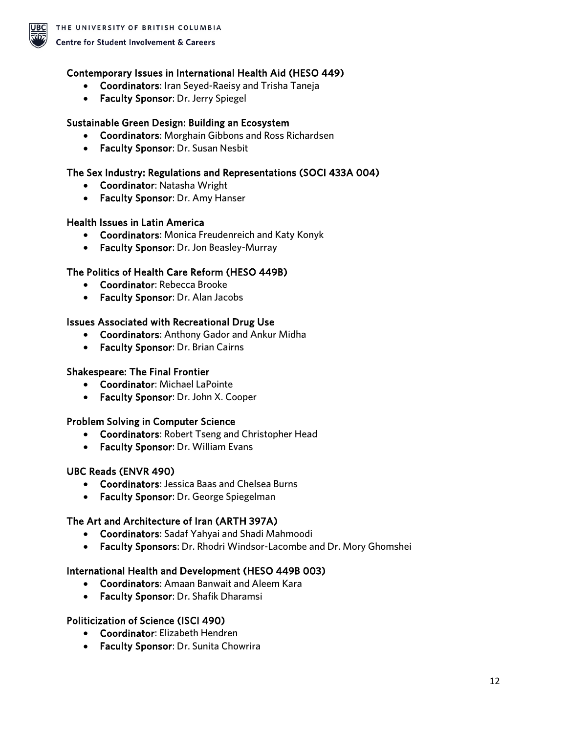### Contemporary Issues in International Health Aid (HESO 449)

- **Coordinators**: Iran Seyed-Raeisy and Trisha Taneja
- **Faculty Sponsor**: Dr. Jerry Spiegel

### Sustainable Green Design: Building an Ecosystem

- **Coordinators**: Morghain Gibbons and Ross Richardsen
- **Faculty Sponsor**: Dr. Susan Nesbit

### The Sex Industry: Regulations and Representations (SOCI 433A 004)

- **Coordinator**: Natasha Wright
- **Faculty Sponsor**: Dr. Amy Hanser

### Health Issues in Latin America

- **Coordinators**: Monica Freudenreich and Katy Konyk
- **Faculty Sponsor**: Dr. Jon Beasley-Murray

### The Politics of Health Care Reform (HESO 449B)

- **Coordinator**: Rebecca Brooke
- **Faculty Sponsor**: Dr. Alan Jacobs

### Issues Associated with Recreational Drug Use

- **Coordinators**: Anthony Gador and Ankur Midha
- **Faculty Sponsor**: Dr. Brian Cairns

### Shakespeare: The Final Frontier

- **Coordinator**: Michael LaPointe
- **Faculty Sponsor**: Dr. John X. Cooper

### Problem Solving in Computer Science

- **Coordinators**: Robert Tseng and Christopher Head
- **Faculty Sponsor**: Dr. William Evans

### UBC Reads (ENVR 490)

- **Coordinators**: Jessica Baas and Chelsea Burns
- **Faculty Sponsor**: Dr. George Spiegelman

### The Art and Architecture of Iran (ARTH 397A)

- **Coordinators**: Sadaf Yahyai and Shadi Mahmoodi
- **Faculty Sponsors**: Dr. Rhodri Windsor-Lacombe and Dr. Mory Ghomshei

### International Health and Development (HESO 449B 003)

- **Coordinators**: Amaan Banwait and Aleem Kara
- **Faculty Sponsor**: Dr. Shafik Dharamsi

### Politicization of Science (ISCI 490)

- **Coordinator**: Elizabeth Hendren
- **Faculty Sponsor**: Dr. Sunita Chowrira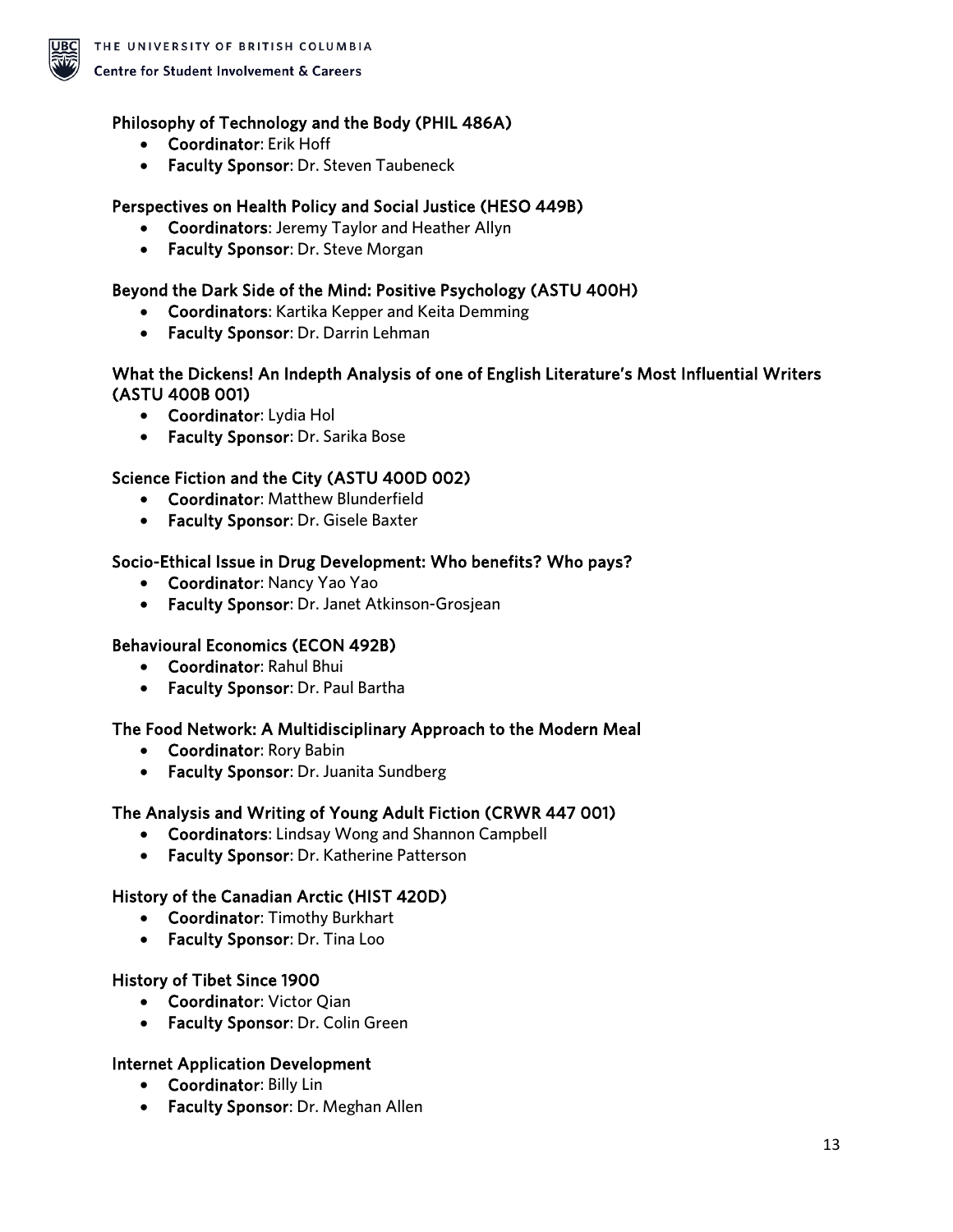### Philosophy of Technology and the Body (PHIL 486A)

- **Coordinator**: Erik Hoff
- **Faculty Sponsor**: Dr. Steven Taubeneck

### Perspectives on Health Policy and Social Justice (HESO 449B)

- **Coordinators**: Jeremy Taylor and Heather Allyn
- **Faculty Sponsor**: Dr. Steve Morgan

### Beyond the Dark Side of the Mind: Positive Psychology (ASTU 400H)

- **Coordinators**: Kartika Kepper and Keita Demming
- **Faculty Sponsor**: Dr. Darrin Lehman

### What the Dickens! An Indepth Analysis of one of English Literature's Most Influential Writers (ASTU 400B 001)

- **Coordinator**: Lydia Hol
- **Faculty Sponsor**: Dr. Sarika Bose

### Science Fiction and the City (ASTU 400D 002)

- **Coordinator**: Matthew Blunderfield
- **Faculty Sponsor**: Dr. Gisele Baxter

### Socio-Ethical Issue in Drug Development: Who benefits? Who pays?

- **Coordinator**: Nancy Yao Yao
- **Faculty Sponsor**: Dr. Janet Atkinson-Grosjean

### Behavioural Economics (ECON 492B)

- **Coordinator**: Rahul Bhui
- **Faculty Sponsor**: Dr. Paul Bartha

### The Food Network: A Multidisciplinary Approach to the Modern Meal

- **Coordinator**: Rory Babin
- **Faculty Sponsor**: Dr. Juanita Sundberg

### The Analysis and Writing of Young Adult Fiction (CRWR 447 001)

- **Coordinators**: Lindsay Wong and Shannon Campbell
- **Faculty Sponsor**: Dr. Katherine Patterson

### History of the Canadian Arctic (HIST 420D)

- **Coordinator**: Timothy Burkhart
- **Faculty Sponsor**: Dr. Tina Loo

### History of Tibet Since 1900

- **Coordinator**: Victor Qian
- **Faculty Sponsor**: Dr. Colin Green

### Internet Application Development

- **Coordinator**: Billy Lin
- **Faculty Sponsor**: Dr. Meghan Allen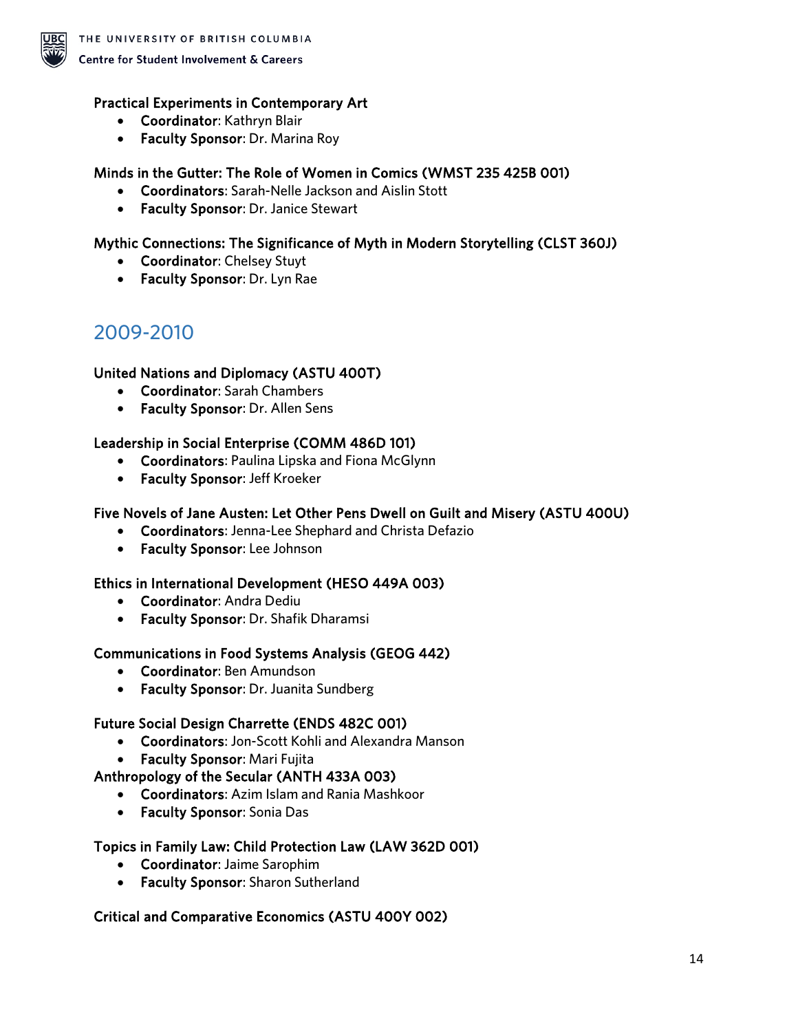**Practical Experiments in Contemporary Art**

- **Coordinator**: Kathryn Blair
- **Faculty Sponsor**: Dr. Marina Roy

**Minds in the Gutter: The Role of Women in Comics (WMST 235 425B 001)**

- **Coordinators**: Sarah-Nelle Jackson and Aislin Stott
- **Faculty Sponsor**: Dr. Janice Stewart

**Mythic Connections: The Significance of Myth in Modern Storytelling (CLST 360J)**

- **Coordinator**: Chelsey Stuyt
- **Faculty Sponsor**: Dr. Lyn Rae

## 2009-2010

**United Nations and Diplomacy (ASTU 400T)**

- **Coordinator**: Sarah Chambers
- **Faculty Sponsor**: Dr. Allen Sens

**Leadership in Social Enterprise (COMM 486D 101)**

- **Coordinators**: Paulina Lipska and Fiona McGlynn
- **Faculty Sponsor**: Jeff Kroeker

**Five Novels of Jane Austen: Let Other Pens Dwell on Guilt and Misery (ASTU 400U)**

- **Coordinators**: Jenna-Lee Shephard and Christa Defazio
- **Faculty Sponsor**: Lee Johnson

**Ethics in International Development (HESO 449A 003)**

- **Coordinator**: Andra Dediu
- **Faculty Sponsor**: Dr. Shafik Dharamsi

**Communications in Food Systems Analysis (GEOG 442)**

- **Coordinator**: Ben Amundson
- **Faculty Sponsor**: Dr. Juanita Sundberg

**Future Social Design Charrette (ENDS 482C 001)**

- **Coordinators**: Jon-Scott Kohli and Alexandra Manson
- **Faculty Sponsor**: Mari Fujita

**Anthropology of the Secular (ANTH 433A 003)**

- **Coordinators**: Azim Islam and Rania Mashkoor
- **Faculty Sponsor**: Sonia Das

**Topics in Family Law: Child Protection Law (LAW 362D 001)**

- **Coordinator**: Jaime Sarophim
- **Faculty Sponsor**: Sharon Sutherland

**Critical and Comparative Economics (ASTU 400Y 002)**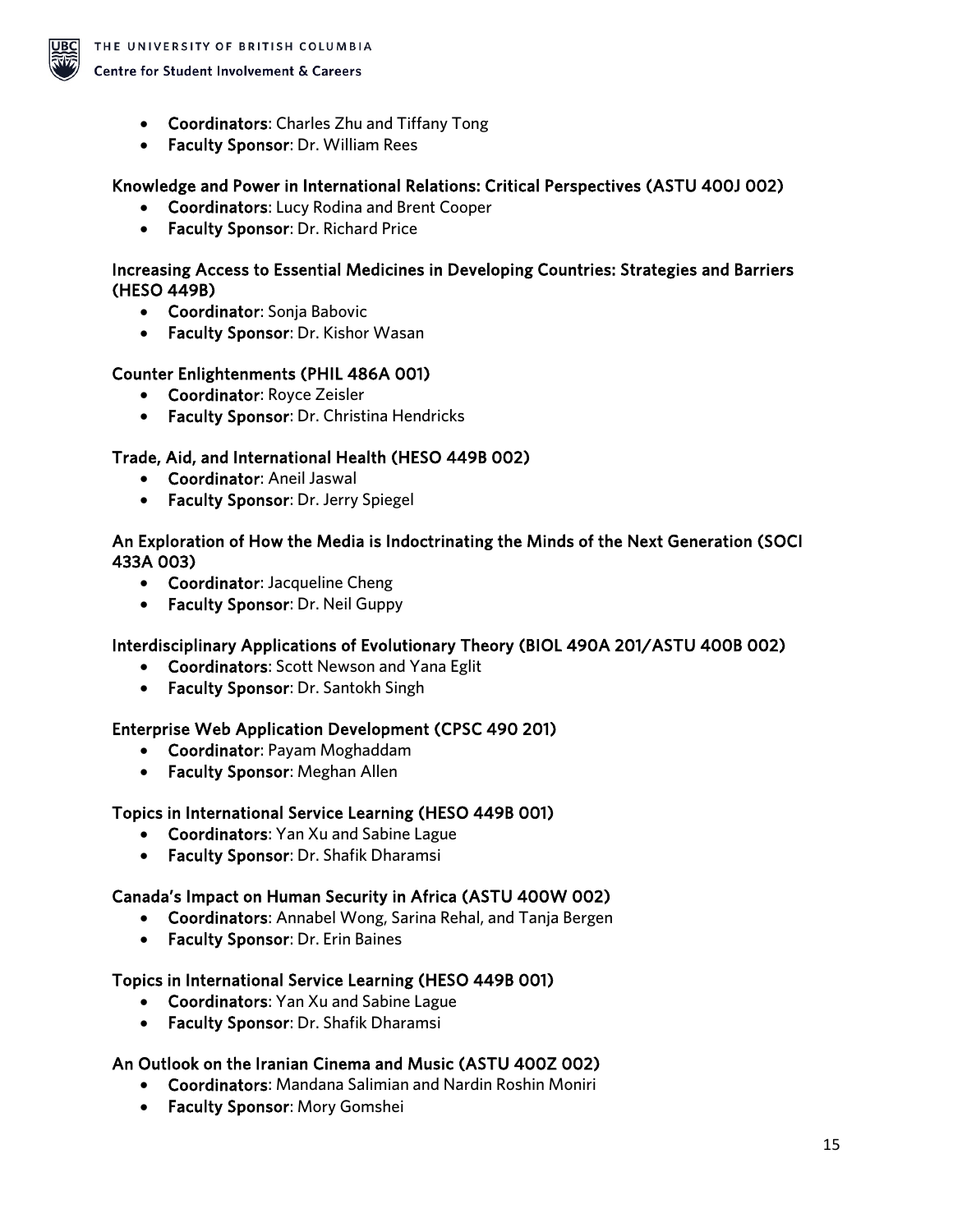- **Coordinators**: Charles Zhu and Tiffany Tong
- **Faculty Sponsor**: Dr. William Rees

**Knowledge and Power in International Relations: Critical Perspectives (ASTU 400J 002)**

- **Coordinators**: Lucy Rodina and Brent Cooper
- **Faculty Sponsor**: Dr. Richard Price

**Increasing Access to Essential Medicines in Developing Countries: Strategies and Barriers (HESO 449B)**

- **Coordinator**: Sonja Babovic
- **Faculty Sponsor**: Dr. Kishor Wasan

**Counter Enlightenments (PHIL 486A 001)**

- **Coordinator**: Royce Zeisler
- **Faculty Sponsor**: Dr. Christina Hendricks

**Trade, Aid, and International Health (HESO 449B 002)**

- **Coordinator**: Aneil Jaswal
- **Faculty Sponsor**: Dr. Jerry Spiegel

**An Exploration of How the Media is Indoctrinating the Minds of the Next Generation (SOCI 433A 003)**

- **Coordinator**: Jacqueline Cheng
- **Faculty Sponsor**: Dr. Neil Guppy

**Interdisciplinary Applications of Evolutionary Theory (BIOL 490A 201/ASTU 400B 002)**

- **Coordinators**: Scott Newson and Yana Eglit
- **Faculty Sponsor**: Dr. Santokh Singh

**Enterprise Web Application Development (CPSC 490 201)**

- **Coordinator**: Payam Moghaddam
- **Faculty Sponsor**: Meghan Allen

**Topics in International Service Learning (HESO 449B 001)**

- **Coordinators**: Yan Xu and Sabine Lague
- **Faculty Sponsor**: Dr. Shafik Dharamsi

**Canada's Impact on Human Security in Africa (ASTU 400W 002)**

- **Coordinators**: Annabel Wong, Sarina Rehal, and Tanja Bergen
- **Faculty Sponsor**: Dr. Erin Baines

**Topics in International Service Learning (HESO 449B 001)**

- **Coordinators**: Yan Xu and Sabine Lague
- **Faculty Sponsor**: Dr. Shafik Dharamsi

**An Outlook on the Iranian Cinema and Music (ASTU 400Z 002)**

- **Coordinators**: Mandana Salimian and Nardin Roshin Moniri
- **Faculty Sponsor**: Mory Gomshei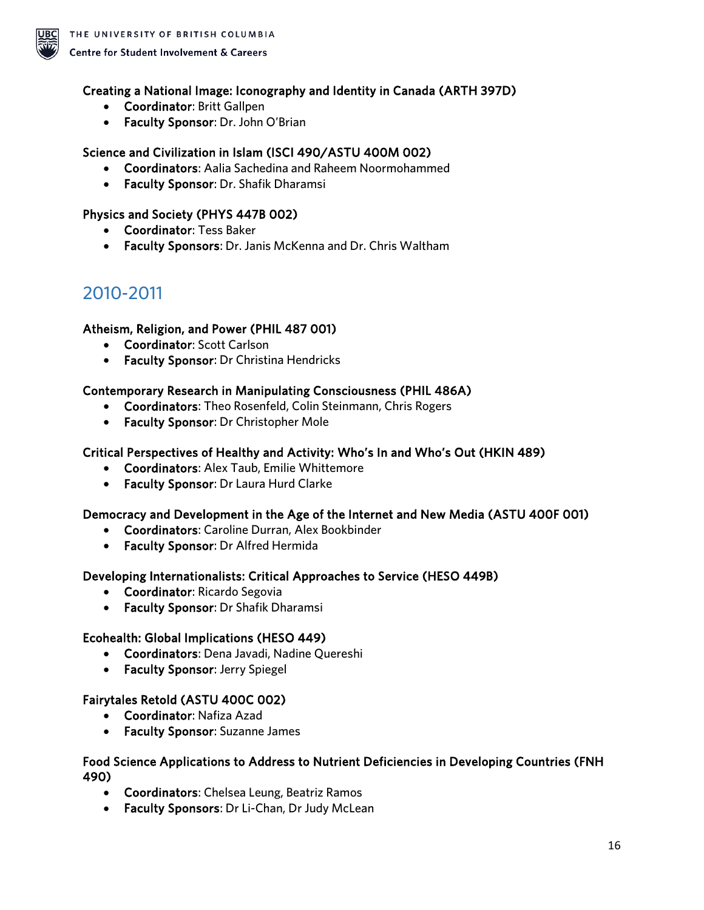**Creating a National Image: Iconography and Identity in Canada (ARTH 397D)**

- **Coordinator**: Britt Gallpen
- **Faculty Sponsor**: Dr. John O'Brian

**Science and Civilization in Islam (ISCI 490/ASTU 400M 002)**

- **Coordinators**: Aalia Sachedina and Raheem Noormohammed
- **Faculty Sponsor**: Dr. Shafik Dharamsi

**Physics and Society (PHYS 447B 002)**

- **Coordinator**: Tess Baker
- **Faculty Sponsors**: Dr. Janis McKenna and Dr. Chris Waltham

## 2010-2011

**Atheism, Religion, and Power (PHIL 487 001)**

- **Coordinator**: Scott Carlson
- **Faculty Sponsor**: Dr Christina Hendricks

**Contemporary Research in Manipulating Consciousness (PHIL 486A)**

- **Coordinators**: Theo Rosenfeld, Colin Steinmann, Chris Rogers
- **Faculty Sponsor**: Dr Christopher Mole

**Critical Perspectives of Healthy and Activity: Who's In and Who's Out (HKIN 489)**

- **Coordinators**: Alex Taub, Emilie Whittemore
- **Faculty Sponsor**: Dr Laura Hurd Clarke

**Democracy and Development in the Age of the Internet and New Media (ASTU 400F 001)**

- **Coordinators**: Caroline Durran, Alex Bookbinder
- **Faculty Sponsor**: Dr Alfred Hermida

**Developing Internationalists: Critical Approaches to Service (HESO 449B)**

- **Coordinator**: Ricardo Segovia
- **Faculty Sponsor**: Dr Shafik Dharamsi

**Ecohealth: Global Implications (HESO 449)**

- **Coordinators**: Dena Javadi, Nadine Quereshi
- **Faculty Sponsor**: Jerry Spiegel

**Fairytales Retold (ASTU 400C 002)**

- **Coordinator**: Nafiza Azad
- **Faculty Sponsor**: Suzanne James

**Food Science Applications to Address to Nutrient Deficiencies in Developing Countries (FNH 490)**

- **Coordinators**: Chelsea Leung, Beatriz Ramos
- **Faculty Sponsors**: Dr Li-Chan, Dr Judy McLean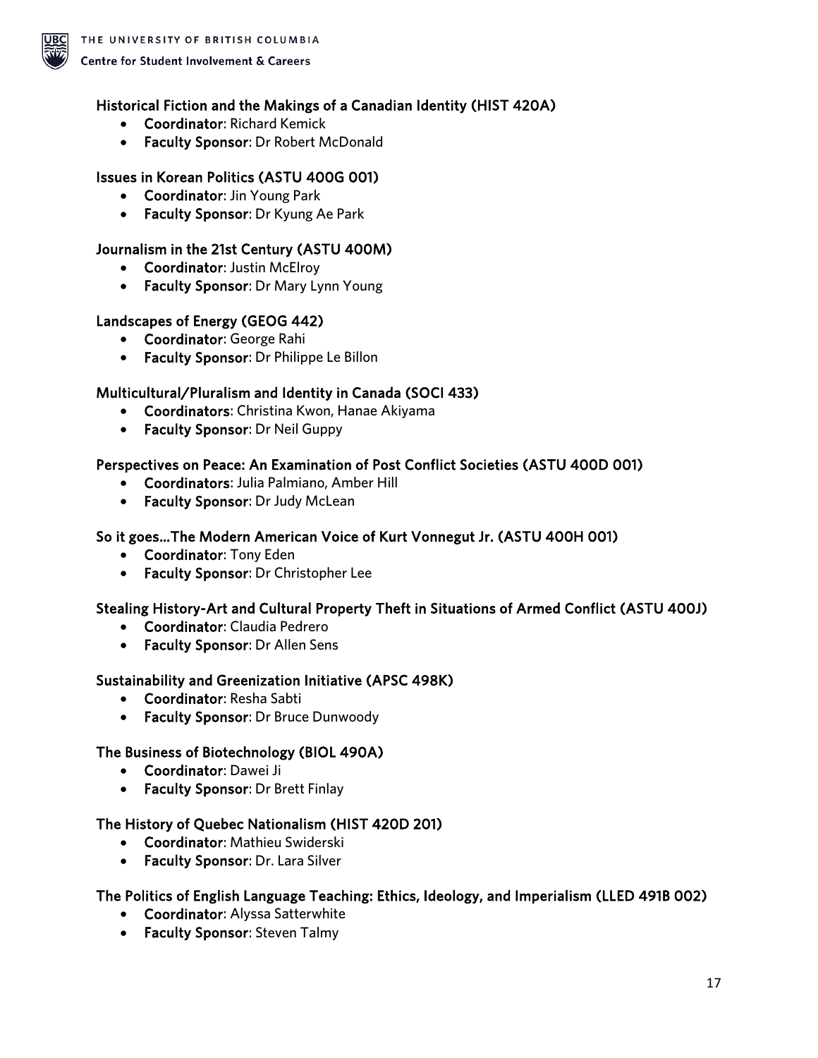### Historical Fiction and the Makings of a Canadian Identity (HIST 420A)

- **Coordinator**: Richard Kemick
- **Faculty Sponsor**: Dr Robert McDonald

### Issues in Korean Politics (ASTU 400G 001)

- **Coordinator**: Jin Young Park
- **Faculty Sponsor**: Dr Kyung Ae Park

### Journalism in the 21st Century (ASTU 400M)

- **Coordinator**: Justin McElroy
- **Faculty Sponsor**: Dr Mary Lynn Young

### Landscapes of Energy (GEOG 442)

- **Coordinator**: George Rahi
- **Faculty Sponsor**: Dr Philippe Le Billon

### Multicultural/Pluralism and Identity in Canada (SOCI 433)

- **Coordinators**: Christina Kwon, Hanae Akiyama
- **Faculty Sponsor**: Dr Neil Guppy

### Perspectives on Peace: An Examination of Post Conflict Societies (ASTU 400D 001)

- **Coordinators**: Julia Palmiano, Amber Hill
- **Faculty Sponsor**: Dr Judy McLean

### So it goes…The Modern American Voice of Kurt Vonnegut Jr. (ASTU 400H 001)

- **Coordinator**: Tony Eden
- **Faculty Sponsor**: Dr Christopher Lee

### Stealing History-Art and Cultural Property Theft in Situations of Armed Conflict (ASTU 400J)

- **Coordinator**: Claudia Pedrero
- **Faculty Sponsor**: Dr Allen Sens

### Sustainability and Greenization Initiative (APSC 498K)

- **Coordinator**: Resha Sabti
- **Faculty Sponsor**: Dr Bruce Dunwoody

### The Business of Biotechnology (BIOL 490A)

- **Coordinator**: Dawei Ji
- **Faculty Sponsor**: Dr Brett Finlay

### The History of Quebec Nationalism (HIST 420D 201)

- **Coordinator**: Mathieu Swiderski
- **Faculty Sponsor**: Dr. Lara Silver

### The Politics of English Language Teaching: Ethics, Ideology, and Imperialism (LLED 491B 002)

- **Coordinator**: Alyssa Satterwhite
- **Faculty Sponsor**: Steven Talmy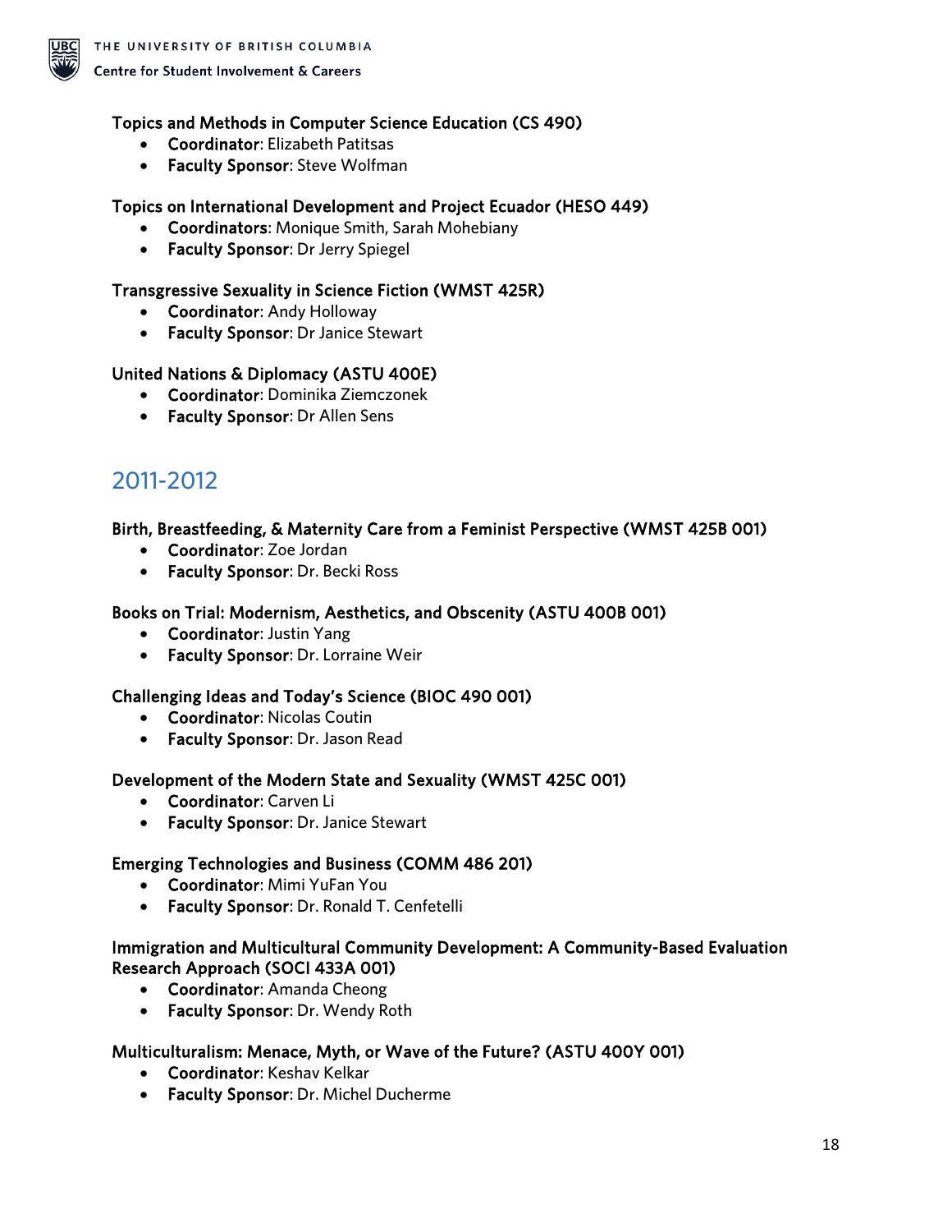### Topics and Methods in Computer Science Education (CS 490)

- **Coordinator**: Elizabeth Patitsas
- **Faculty Sponsor**: Steve Wolfman

### Topics on International Development and Project Ecuador (HESO 449)

- **Coordinators**: Monique Smith, Sarah Mohebiany
- **Faculty Sponsor**: Dr Jerry Spiegel

### Transgressive Sexuality in Science Fiction (WMST 425R)

- **Coordinator**: Andy Holloway
- **Faculty Sponsor**: Dr Janice Stewart

### United Nations & Diplomacy (ASTU 400E)

- **Coordinator**: Dominika Ziemczonek
- **Faculty Sponsor**: Dr Allen Sens

## 2011-2012

### Birth, Breastfeeding, & Maternity Care from a Feminist Perspective (WMST 425B 001)

- **Coordinator**: Zoe Jordan
- **Faculty Sponsor**: Dr. Becki Ross

### Books on Trial: Modernism, Aesthetics, and Obscenity (ASTU 400B 001)

- **Coordinator**: Justin Yang
- **Faculty Sponsor**: Dr. Lorraine Weir

### Challenging Ideas and Today's Science (BIOC 490 001)

- **Coordinator**: Nicolas Coutin
- **Faculty Sponsor**: Dr. Jason Read

### Development of the Modern State and Sexuality (WMST 425C 001)

- **Coordinator**: Carven Li
- **Faculty Sponsor**: Dr. Janice Stewart

### Emerging Technologies and Business (COMM 486 201)

- **Coordinator**: Mimi YuFan You
- **Faculty Sponsor**: Dr. Ronald T. Cenfetelli

### Immigration and Multicultural Community Development: A Community-Based Evaluation Research Approach (SOCI 433A 001)

- **Coordinator**: Amanda Cheong
- **Faculty Sponsor**: Dr. Wendy Roth

### Multiculturalism: Menace, Myth, or Wave of the Future? (ASTU 400Y 001)

- **Coordinator**: Keshav Kelkar
- **Faculty Sponsor**: Dr. Michel Ducherme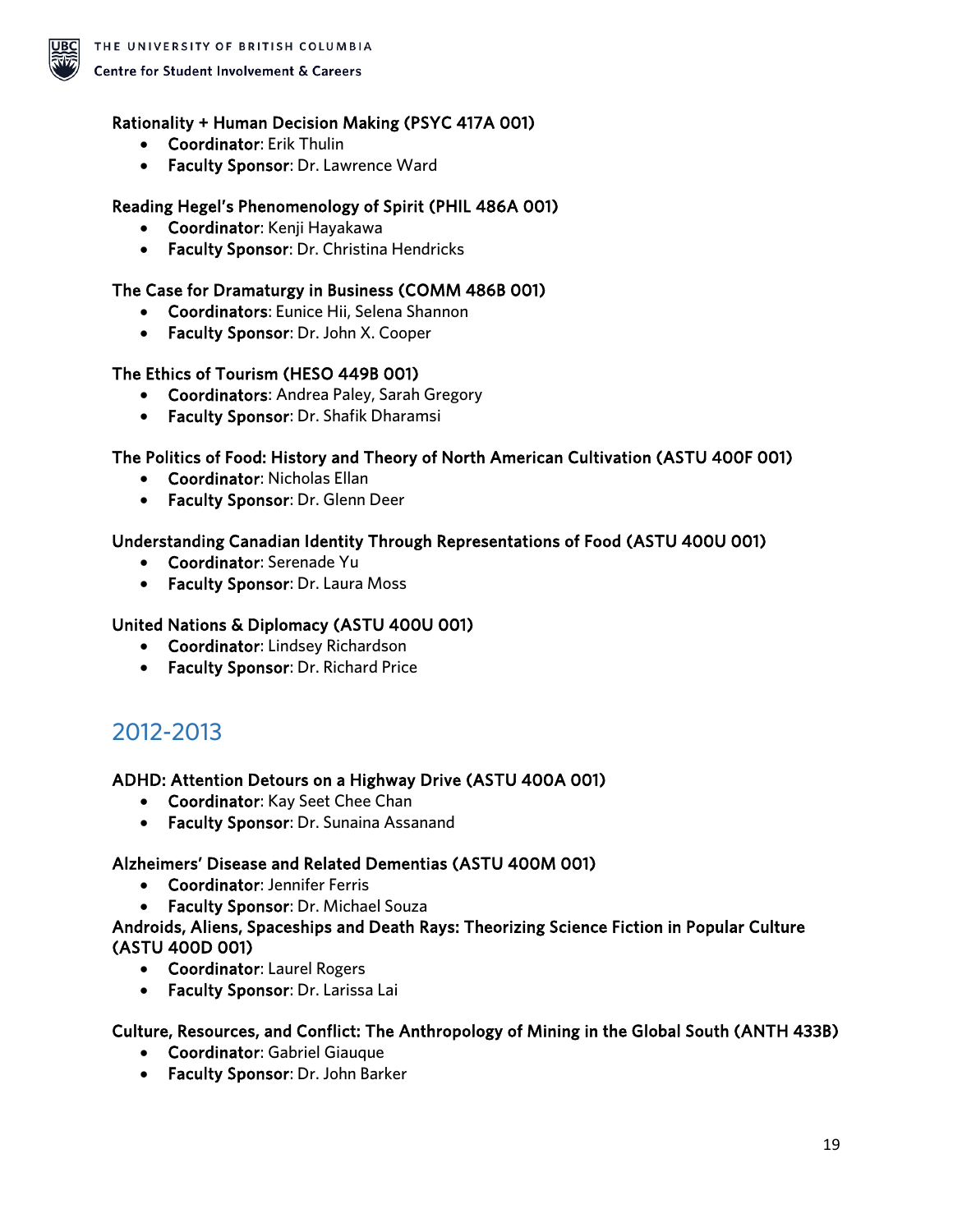**Rationality + Human Decision Making (PSYC 417A 001)**

- **Coordinator**: Erik Thulin
- **Faculty Sponsor**: Dr. Lawrence Ward

**Reading Hegel's Phenomenology of Spirit (PHIL 486A 001)**

- **Coordinator**: Kenji Hayakawa
- **Faculty Sponsor**: Dr. Christina Hendricks

**The Case for Dramaturgy in Business (COMM 486B 001)**

- **Coordinators**: Eunice Hii, Selena Shannon
- **Faculty Sponsor**: Dr. John X. Cooper

**The Ethics of Tourism (HESO 449B 001)**

- **Coordinators**: Andrea Paley, Sarah Gregory
- **Faculty Sponsor**: Dr. Shafik Dharamsi

**The Politics of Food: History and Theory of North American Cultivation (ASTU 400F 001)**

- **Coordinator**: Nicholas Ellan
- **Faculty Sponsor**: Dr. Glenn Deer

**Understanding Canadian Identity Through Representations of Food (ASTU 400U 001)**

- **Coordinator**: Serenade Yu
- **Faculty Sponsor**: Dr. Laura Moss

**United Nations & Diplomacy (ASTU 400U 001)**

- **Coordinator**: Lindsey Richardson
- **Faculty Sponsor**: Dr. Richard Price

## 2012-2013

**ADHD: Attention Detours on a Highway Drive (ASTU 400A 001)**

- **Coordinator**: Kay Seet Chee Chan
- **Faculty Sponsor**: Dr. Sunaina Assanand

**Alzheimers' Disease and Related Dementias (ASTU 400M 001)**

- **Coordinator**: Jennifer Ferris
- **Faculty Sponsor**: Dr. Michael Souza

**Androids, Aliens, Spaceships and Death Rays: Theorizing Science Fiction in Popular Culture (ASTU 400D 001)**

- **Coordinator**: Laurel Rogers
- **Faculty Sponsor**: Dr. Larissa Lai

**Culture, Resources, and Conflict: The Anthropology of Mining in the Global South (ANTH 433B)**

- **Coordinator**: Gabriel Giauque
- **Faculty Sponsor**: Dr. John Barker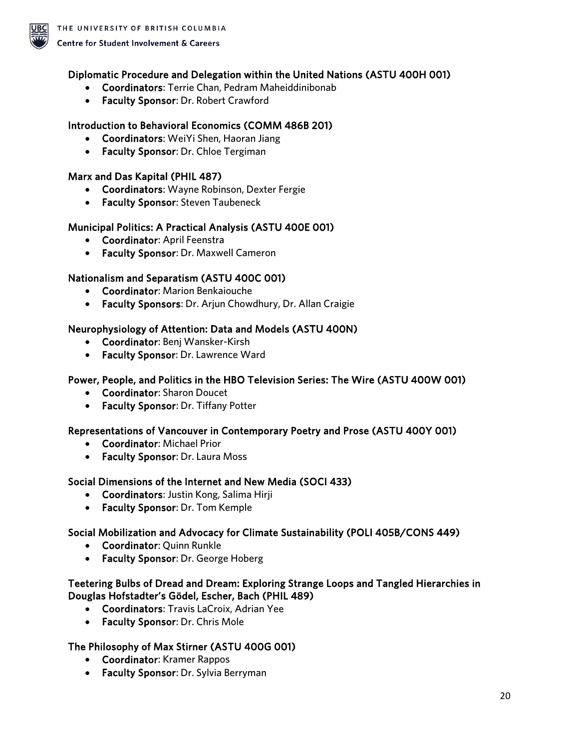### Diplomatic Procedure and Delegation within the United Nations (ASTU 400H 001)

- **Coordinators**: Terrie Chan, Pedram Maheiddinibonab
- **Faculty Sponsor**: Dr. Robert Crawford

### Introduction to Behavioral Economics (COMM 486B 201)

- **Coordinators**: WeiYi Shen, Haoran Jiang
- **Faculty Sponsor**: Dr. Chloe Tergiman

### Marx and Das Kapital (PHIL 487)

- **Coordinators**: Wayne Robinson, Dexter Fergie
- **Faculty Sponsor**: Steven Taubeneck

### Municipal Politics: A Practical Analysis (ASTU 400E 001)

- **Coordinator**: April Feenstra
- **Faculty Sponsor**: Dr. Maxwell Cameron

### Nationalism and Separatism (ASTU 400C 001)

- **Coordinator**: Marion Benkaiouche
- **Faculty Sponsors**: Dr. Arjun Chowdhury, Dr. Allan Craigie

### Neurophysiology of Attention: Data and Models (ASTU 400N)

- **Coordinator**: Benj Wansker-Kirsh
- **Faculty Sponsor**: Dr. Lawrence Ward

### Power, People, and Politics in the HBO Television Series: The Wire (ASTU 400W 001)

- **Coordinator**: Sharon Doucet
- **Faculty Sponsor**: Dr. Tiffany Potter

### Representations of Vancouver in Contemporary Poetry and Prose (ASTU 400Y 001)

- **Coordinator**: Michael Prior
- **Faculty Sponsor**: Dr. Laura Moss

### Social Dimensions of the Internet and New Media (SOCI 433)

- **Coordinators**: Justin Kong, Salima Hirji
- **Faculty Sponsor**: Dr. Tom Kemple

### Social Mobilization and Advocacy for Climate Sustainability (POLI 405B/CONS 449)

- **Coordinator**: Quinn Runkle
- **Faculty Sponsor**: Dr. George Hoberg

### Teetering Bulbs of Dread and Dream: Exploring Strange Loops and Tangled Hierarchies in Douglas Hofstadter's Gödel, Escher, Bach (PHIL 489)

- **Coordinators**: Travis LaCroix, Adrian Yee
- **Faculty Sponsor**: Dr. Chris Mole

### The Philosophy of Max Stirner (ASTU 400G 001)

- **Coordinator**: Kramer Rappos
- **Faculty Sponsor**: Dr. Sylvia Berryman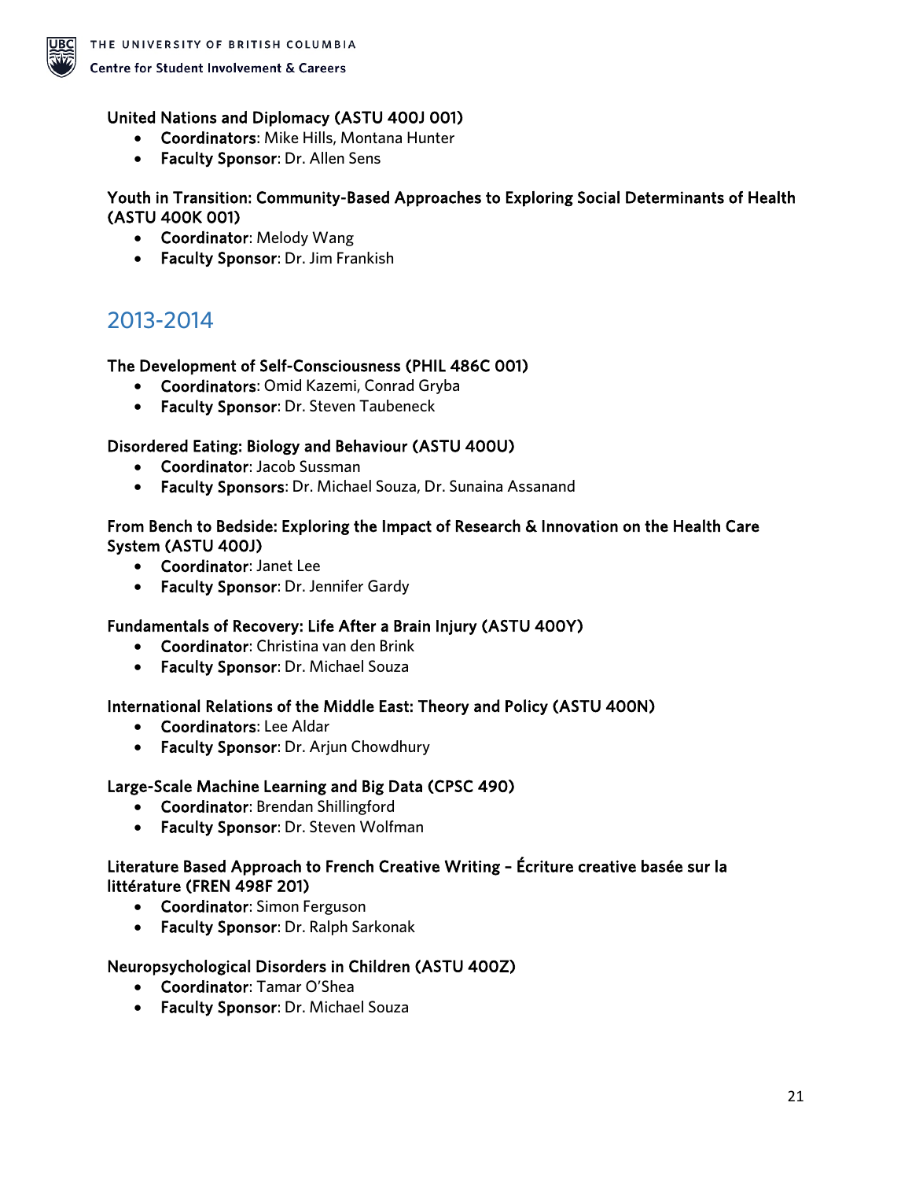**United Nations and Diplomacy (ASTU 400J 001)**

- **Coordinators**: Mike Hills, Montana Hunter
- **Faculty Sponsor**: Dr. Allen Sens

**Youth in Transition: Community-Based Approaches to Exploring Social Determinants of Health (ASTU 400K 001)**

- **Coordinator**: Melody Wang
- **Faculty Sponsor**: Dr. Jim Frankish

## 2013-2014

**The Development of Self-Consciousness (PHIL 486C 001)**

- **Coordinators**: Omid Kazemi, Conrad Gryba
- **Faculty Sponsor**: Dr. Steven Taubeneck

**Disordered Eating: Biology and Behaviour (ASTU 400U)**

- **Coordinator**: Jacob Sussman
- **Faculty Sponsors**: Dr. Michael Souza, Dr. Sunaina Assanand

**From Bench to Bedside: Exploring the Impact of Research & Innovation on the Health Care System (ASTU 400J)**

- **Coordinator**: Janet Lee
- **Faculty Sponsor**: Dr. Jennifer Gardy

**Fundamentals of Recovery: Life After a Brain Injury (ASTU 400Y)**

- **Coordinator**: Christina van den Brink
- **Faculty Sponsor**: Dr. Michael Souza

**International Relations of the Middle East: Theory and Policy (ASTU 400N)**

- **Coordinators**: Lee Aldar
- **Faculty Sponsor**: Dr. Arjun Chowdhury

**Large-Scale Machine Learning and Big Data (CPSC 490)**

- **Coordinator**: Brendan Shillingford
- **Faculty Sponsor**: Dr. Steven Wolfman

**Literature Based Approach to French Creative Writing – Écriture creative basée sur la littérature (FREN 498F 201)**

- **Coordinator**: Simon Ferguson
- **Faculty Sponsor**: Dr. Ralph Sarkonak

**Neuropsychological Disorders in Children (ASTU 400Z)**

- **Coordinator**: Tamar O'Shea
- **Faculty Sponsor**: Dr. Michael Souza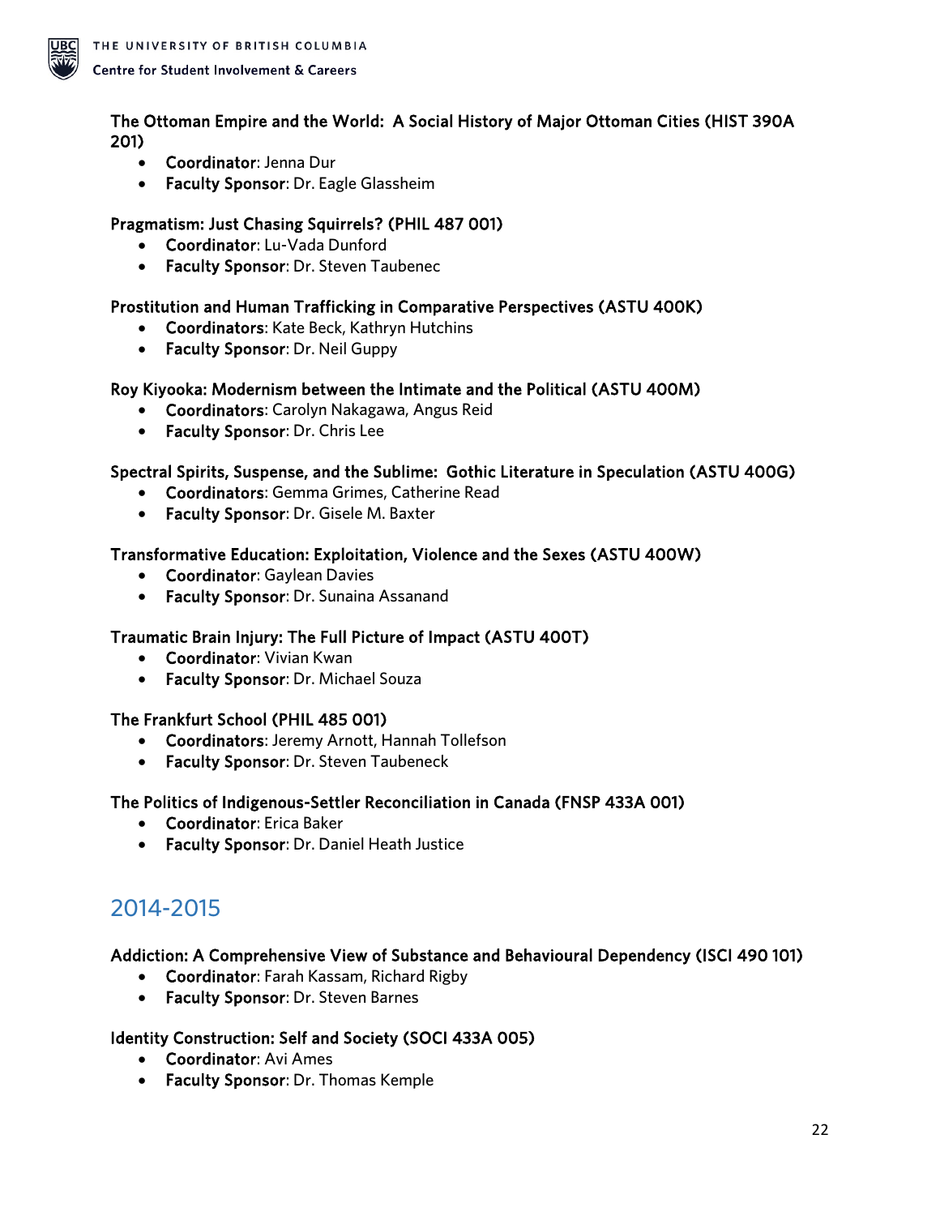**The Ottoman Empire and the World: A Social History of Major Ottoman Cities (HIST 390A 201)**

- **Coordinator**: Jenna Dur
- **Faculty Sponsor**: Dr. Eagle Glassheim

**Pragmatism: Just Chasing Squirrels? (PHIL 487 001)**

- **Coordinator**: Lu-Vada Dunford
- **Faculty Sponsor**: Dr. Steven Taubenec

**Prostitution and Human Trafficking in Comparative Perspectives (ASTU 400K)**

- **Coordinators**: Kate Beck, Kathryn Hutchins
- **Faculty Sponsor**: Dr. Neil Guppy

**Roy Kiyooka: Modernism between the Intimate and the Political (ASTU 400M)**

- **Coordinators**: Carolyn Nakagawa, Angus Reid
- **Faculty Sponsor**: Dr. Chris Lee

**Spectral Spirits, Suspense, and the Sublime: Gothic Literature in Speculation (ASTU 400G)**

- **Coordinators**: Gemma Grimes, Catherine Read
- **Faculty Sponsor**: Dr. Gisele M. Baxter

**Transformative Education: Exploitation, Violence and the Sexes (ASTU 400W)**

- **Coordinator**: Gaylean Davies
- **Faculty Sponsor**: Dr. Sunaina Assanand

**Traumatic Brain Injury: The Full Picture of Impact (ASTU 400T)**

- **Coordinator**: Vivian Kwan
- **Faculty Sponsor**: Dr. Michael Souza

**The Frankfurt School (PHIL 485 001)**

- **Coordinators**: Jeremy Arnott, Hannah Tollefson
- **Faculty Sponsor**: Dr. Steven Taubeneck

**The Politics of Indigenous-Settler Reconciliation in Canada (FNSP 433A 001)**

- **Coordinator**: Erica Baker
- **Faculty Sponsor**: Dr. Daniel Heath Justice

## 2014-2015

**Addiction: A Comprehensive View of Substance and Behavioural Dependency (ISCI 490 101)**

- **Coordinator**: Farah Kassam, Richard Rigby
- **Faculty Sponsor**: Dr. Steven Barnes

**Identity Construction: Self and Society (SOCI 433A 005)**

- **Coordinator**: Avi Ames
- **Faculty Sponsor**: Dr. Thomas Kemple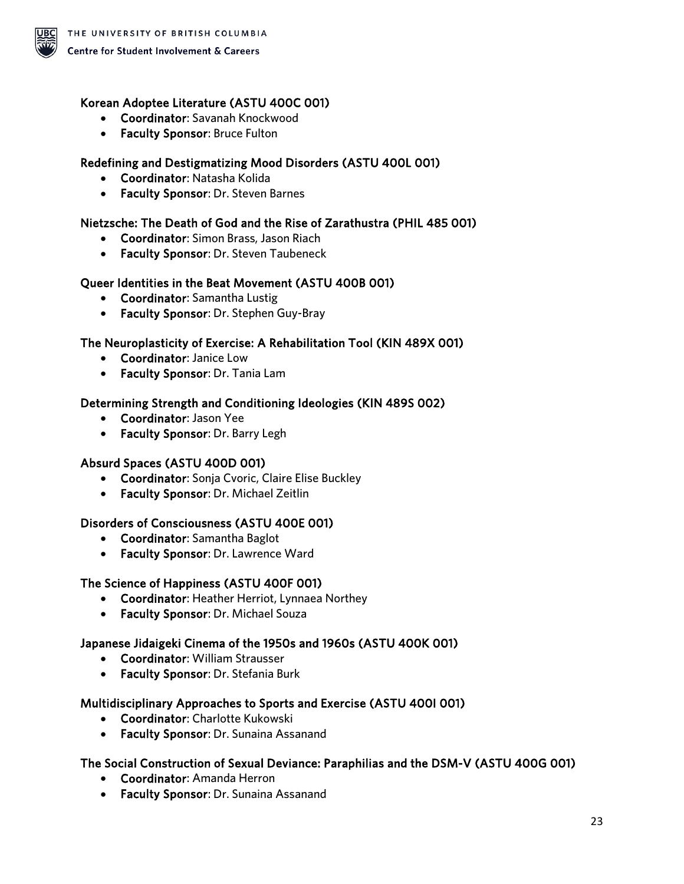### Korean Adoptee Literature (ASTU 400C 001)

- **Coordinator**: Savanah Knockwood
- **Faculty Sponsor**: Bruce Fulton

### Redefining and Destigmatizing Mood Disorders (ASTU 400L 001)

- **Coordinator**: Natasha Kolida
- **Faculty Sponsor**: Dr. Steven Barnes

### Nietzsche: The Death of God and the Rise of Zarathustra (PHIL 485 001)

- **Coordinator**: Simon Brass, Jason Riach
- **Faculty Sponsor**: Dr. Steven Taubeneck

### Queer Identities in the Beat Movement (ASTU 400B 001)

- **Coordinator**: Samantha Lustig
- **Faculty Sponsor**: Dr. Stephen Guy-Bray

### The Neuroplasticity of Exercise: A Rehabilitation Tool (KIN 489X 001)

- **Coordinator**: Janice Low
- **Faculty Sponsor**: Dr. Tania Lam

### Determining Strength and Conditioning Ideologies (KIN 489S 002)

- **Coordinator**: Jason Yee
- **Faculty Sponsor**: Dr. Barry Legh

### Absurd Spaces (ASTU 400D 001)

- **Coordinator**: Sonja Cvoric, Claire Elise Buckley
- **Faculty Sponsor**: Dr. Michael Zeitlin

### Disorders of Consciousness (ASTU 400E 001)

- **Coordinator**: Samantha Baglot
- **Faculty Sponsor**: Dr. Lawrence Ward

### The Science of Happiness (ASTU 400F 001)

- **Coordinator**: Heather Herriot, Lynnaea Northey
- **Faculty Sponsor**: Dr. Michael Souza

### Japanese Jidaigeki Cinema of the 1950s and 1960s (ASTU 400K 001)

- **Coordinator**: William Strausser
- **Faculty Sponsor**: Dr. Stefania Burk

### Multidisciplinary Approaches to Sports and Exercise (ASTU 400I 001)

- **Coordinator**: Charlotte Kukowski
- **Faculty Sponsor**: Dr. Sunaina Assanand

### The Social Construction of Sexual Deviance: Paraphilias and the DSM-V (ASTU 400G 001)

- **Coordinator**: Amanda Herron
- **Faculty Sponsor**: Dr. Sunaina Assanand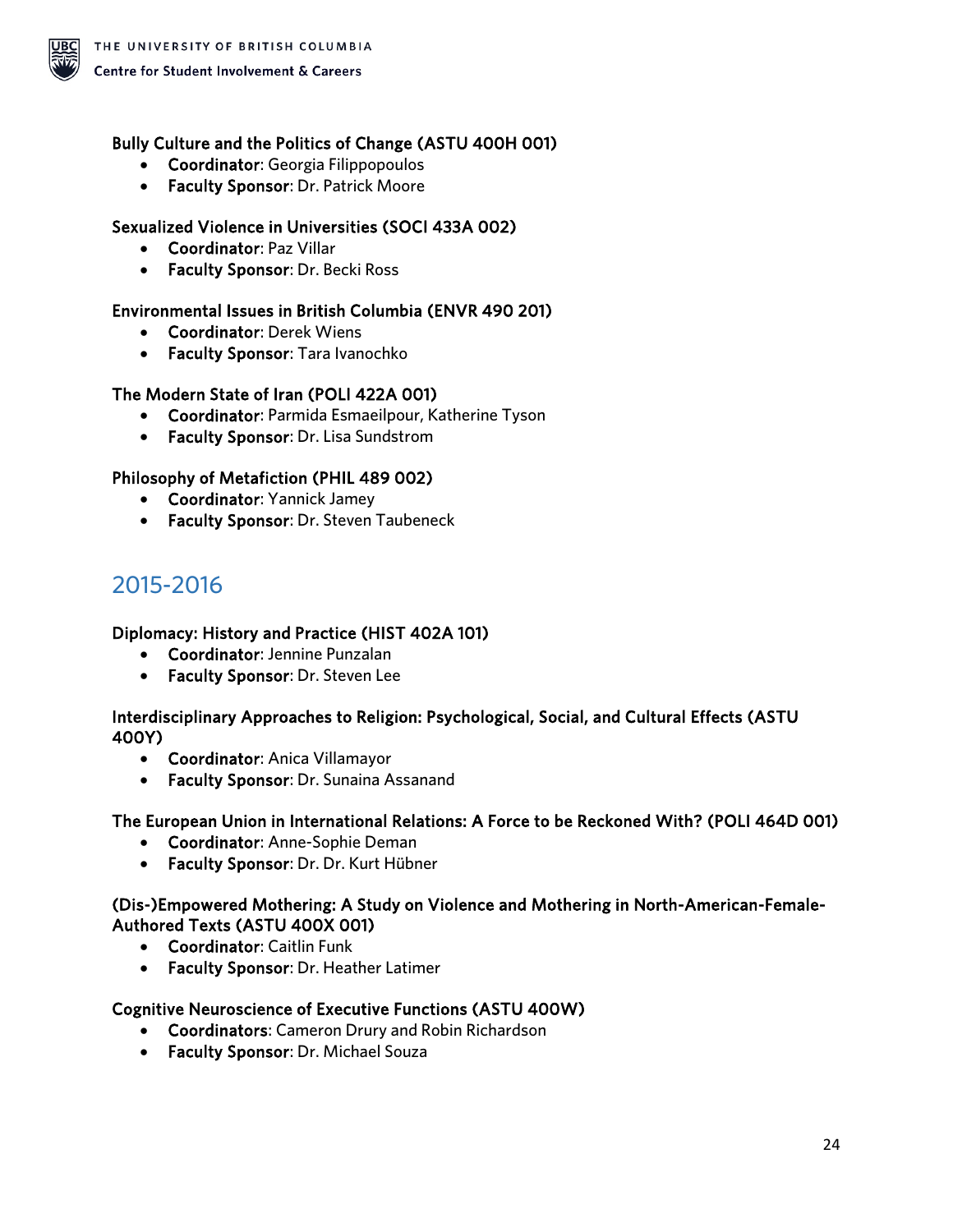**Bully Culture and the Politics of Change (ASTU 400H 001)**

- **Coordinator**: Georgia Filippopoulos
- **Faculty Sponsor**: Dr. Patrick Moore

**Sexualized Violence in Universities (SOCI 433A 002)**

- **Coordinator**: Paz Villar
- **Faculty Sponsor**: Dr. Becki Ross

**Environmental Issues in British Columbia (ENVR 490 201)**

- **Coordinator**: Derek Wiens
- **Faculty Sponsor**: Tara Ivanochko

**The Modern State of Iran (POLI 422A 001)**

- **Coordinator**: Parmida Esmaeilpour, Katherine Tyson
- **Faculty Sponsor**: Dr. Lisa Sundstrom

**Philosophy of Metafiction (PHIL 489 002)**

- **Coordinator**: Yannick Jamey
- **Faculty Sponsor**: Dr. Steven Taubeneck

## 2015-2016

**Diplomacy: History and Practice (HIST 402A 101)**

- **Coordinator**: Jennine Punzalan
- **Faculty Sponsor**: Dr. Steven Lee

**Interdisciplinary Approaches to Religion: Psychological, Social, and Cultural Effects (ASTU 400Y)**

- **Coordinator**: Anica Villamayor
- **Faculty Sponsor**: Dr. Sunaina Assanand

**The European Union in International Relations: A Force to be Reckoned With? (POLI 464D 001)**

- **Coordinator**: Anne-Sophie Deman
- **Faculty Sponsor**: Dr. Dr. Kurt Hübner

**(Dis-)Empowered Mothering: A Study on Violence and Mothering in North-American-Female-Authored Texts (ASTU 400X 001)**

- **Coordinator**: Caitlin Funk
- **Faculty Sponsor**: Dr. Heather Latimer

**Cognitive Neuroscience of Executive Functions (ASTU 400W)**

- **Coordinators**: Cameron Drury and Robin Richardson
- **Faculty Sponsor**: Dr. Michael Souza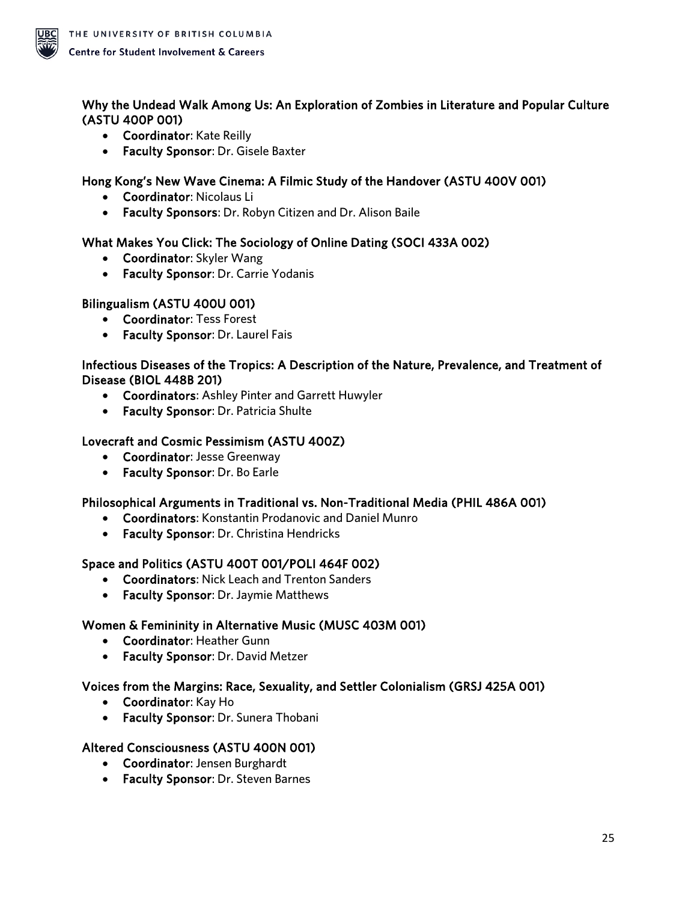### Why the Undead Walk Among Us: An Exploration of Zombies in Literature and Popular Culture (ASTU 400P 001)

- **Coordinator**: Kate Reilly
- **Faculty Sponsor**: Dr. Gisele Baxter

### Hong Kong's New Wave Cinema: A Filmic Study of the Handover (ASTU 400V 001)

- **Coordinator**: Nicolaus Li
- **Faculty Sponsors**: Dr. Robyn Citizen and Dr. Alison Baile

### What Makes You Click: The Sociology of Online Dating (SOCI 433A 002)

- **Coordinator**: Skyler Wang
- **Faculty Sponsor**: Dr. Carrie Yodanis

### Bilingualism (ASTU 400U 001)

- **Coordinator**: Tess Forest
- **Faculty Sponsor**: Dr. Laurel Fais

### Infectious Diseases of the Tropics: A Description of the Nature, Prevalence, and Treatment of Disease (BIOL 448B 201)

- **Coordinators**: Ashley Pinter and Garrett Huwyler
- **Faculty Sponsor**: Dr. Patricia Shulte

### Lovecraft and Cosmic Pessimism (ASTU 400Z)

- **Coordinator**: Jesse Greenway
- **Faculty Sponsor**: Dr. Bo Earle

### Philosophical Arguments in Traditional vs. Non-Traditional Media (PHIL 486A 001)

- **Coordinators**: Konstantin Prodanovic and Daniel Munro
- **Faculty Sponsor**: Dr. Christina Hendricks

### Space and Politics (ASTU 400T 001/POLI 464F 002)

- **Coordinators**: Nick Leach and Trenton Sanders
- **Faculty Sponsor**: Dr. Jaymie Matthews

### Women & Femininity in Alternative Music (MUSC 403M 001)

- **Coordinator**: Heather Gunn
- **Faculty Sponsor**: Dr. David Metzer

### Voices from the Margins: Race, Sexuality, and Settler Colonialism (GRSJ 425A 001)

- **Coordinator**: Kay Ho
- **Faculty Sponsor**: Dr. Sunera Thobani

### Altered Consciousness (ASTU 400N 001)

- **Coordinator**: Jensen Burghardt
- **Faculty Sponsor**: Dr. Steven Barnes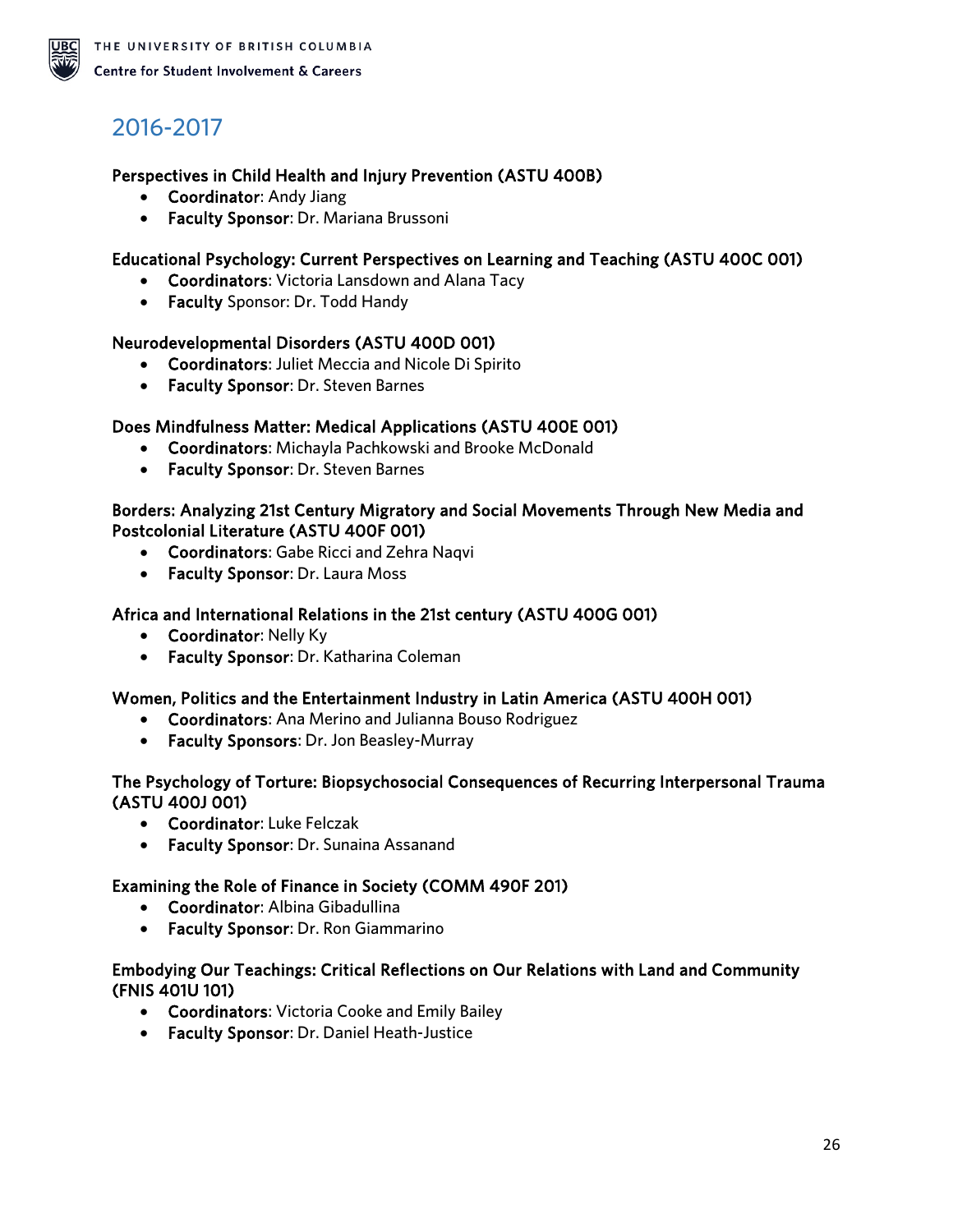## 2016-2017

**Perspectives in Child Health and Injury Prevention (ASTU 400B)**

- **Coordinator**: Andy Jiang
- **Faculty Sponsor**: Dr. Mariana Brussoni

**Educational Psychology: Current Perspectives on Learning and Teaching (ASTU 400C 001)**

- **Coordinators**: Victoria Lansdown and Alana Tacy
- **Faculty** Sponsor: Dr. Todd Handy

**Neurodevelopmental Disorders (ASTU 400D 001)**

- **Coordinators**: Juliet Meccia and Nicole Di Spirito
- **Faculty Sponsor**: Dr. Steven Barnes

**Does Mindfulness Matter: Medical Applications (ASTU 400E 001)**

- **Coordinators**: Michayla Pachkowski and Brooke McDonald
- **Faculty Sponsor**: Dr. Steven Barnes

**Borders: Analyzing 21st Century Migratory and Social Movements Through New Media and Postcolonial Literature (ASTU 400F 001)**

- **Coordinators**: Gabe Ricci and Zehra Naqvi
- **Faculty Sponsor**: Dr. Laura Moss

**Africa and International Relations in the 21st century (ASTU 400G 001)**

- **Coordinator**: Nelly Ky
- **Faculty Sponsor**: Dr. Katharina Coleman

**Women, Politics and the Entertainment Industry in Latin America (ASTU 400H 001)**

- **Coordinators**: Ana Merino and Julianna Bouso Rodriguez
- **Faculty Sponsors**: Dr. Jon Beasley-Murray

**The Psychology of Torture: Biopsychosocial Consequences of Recurring Interpersonal Trauma (ASTU 400J 001)**

- **Coordinator**: Luke Felczak
- **Faculty Sponsor**: Dr. Sunaina Assanand

**Examining the Role of Finance in Society (COMM 490F 201)**

- **Coordinator**: Albina Gibadullina
- **Faculty Sponsor**: Dr. Ron Giammarino

**Embodying Our Teachings: Critical Reflections on Our Relations with Land and Community (FNIS 401U 101)**

- **Coordinators**: Victoria Cooke and Emily Bailey
- **Faculty Sponsor**: Dr. Daniel Heath-Justice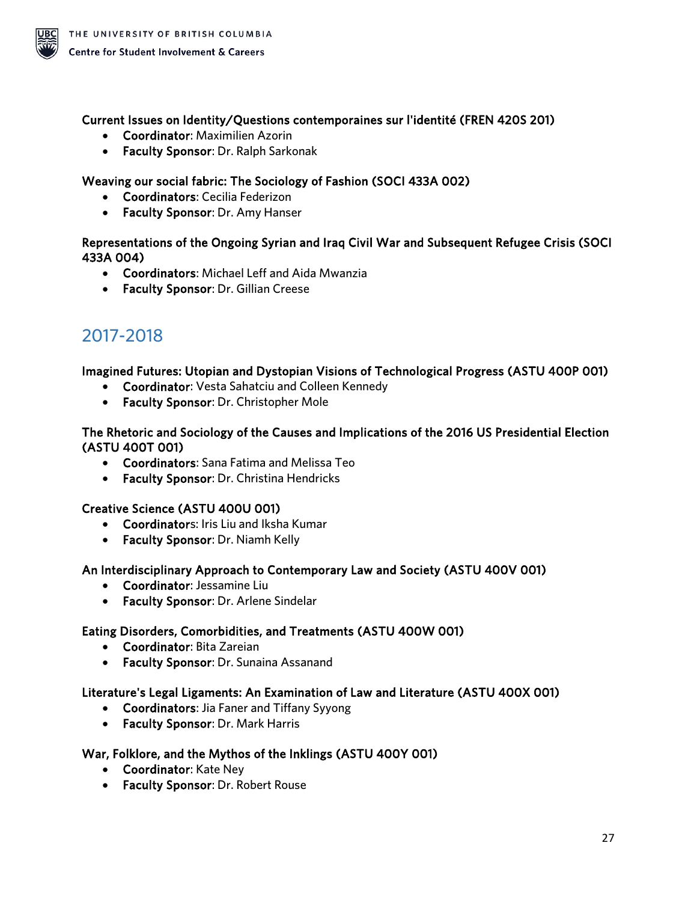**Current Issues on Identity/Questions contemporaines sur l'identité (FREN 420S 201)**

- **Coordinator**: Maximilien Azorin
- **Faculty Sponsor**: Dr. Ralph Sarkonak

**Weaving our social fabric: The Sociology of Fashion (SOCI 433A 002)**

- **Coordinators**: Cecilia Federizon
- **Faculty Sponsor**: Dr. Amy Hanser

**Representations of the Ongoing Syrian and Iraq Civil War and Subsequent Refugee Crisis (SOCI 433A 004)**

- **Coordinators**: Michael Leff and Aida Mwanzia
- **Faculty Sponsor**: Dr. Gillian Creese

## 2017-2018

**Imagined Futures: Utopian and Dystopian Visions of Technological Progress (ASTU 400P 001)**

- **Coordinator**: Vesta Sahatciu and Colleen Kennedy
- **Faculty Sponsor**: Dr. Christopher Mole

**The Rhetoric and Sociology of the Causes and Implications of the 2016 US Presidential Election (ASTU 400T 001)**

- **Coordinators**: Sana Fatima and Melissa Teo
- **Faculty Sponsor**: Dr. Christina Hendricks

**Creative Science (ASTU 400U 001)**

- **Coordinators**: Iris Liu and Iksha Kumar
- **Faculty Sponsor**: Dr. Niamh Kelly

**An Interdisciplinary Approach to Contemporary Law and Society (ASTU 400V 001)**

- **Coordinator**: Jessamine Liu
- **Faculty Sponsor**: Dr. Arlene Sindelar

**Eating Disorders, Comorbidities, and Treatments (ASTU 400W 001)**

- **Coordinator**: Bita Zareian
- **Faculty Sponsor**: Dr. Sunaina Assanand

**Literature's Legal Ligaments: An Examination of Law and Literature (ASTU 400X 001)**

- **Coordinators**: Jia Faner and Tiffany Syyong
- **Faculty Sponsor**: Dr. Mark Harris

**War, Folklore, and the Mythos of the Inklings (ASTU 400Y 001)**

- **Coordinator**: Kate Ney
- **Faculty Sponsor**: Dr. Robert Rouse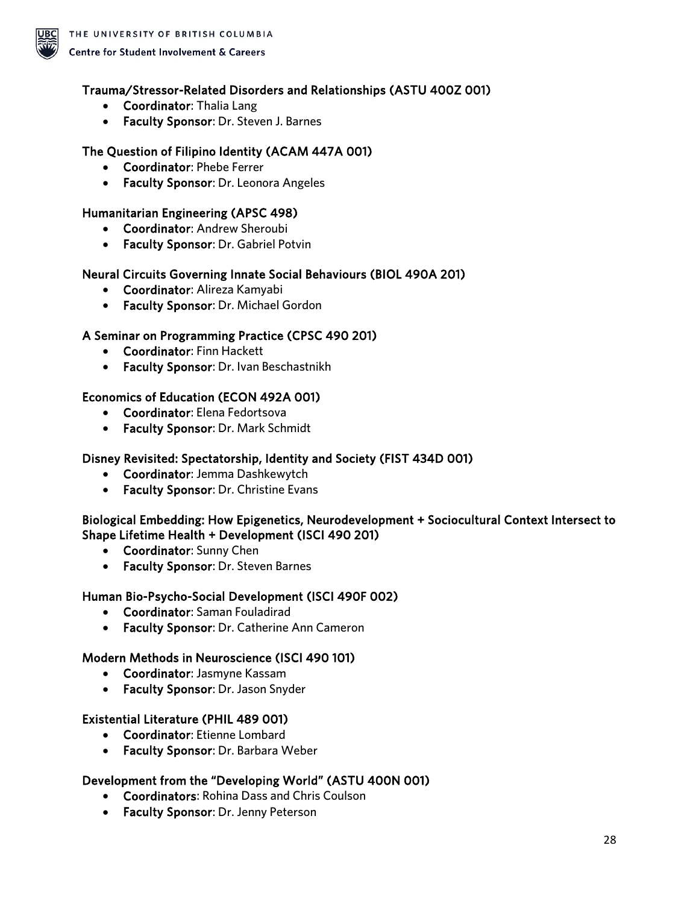### Trauma/Stressor-Related Disorders and Relationships (ASTU 400Z 001)

- **Coordinator**: Thalia Lang
- **Faculty Sponsor**: Dr. Steven J. Barnes

### The Question of Filipino Identity (ACAM 447A 001)

- **Coordinator**: Phebe Ferrer
- **Faculty Sponsor**: Dr. Leonora Angeles

### Humanitarian Engineering (APSC 498)

- **Coordinator**: Andrew Sheroubi
- **Faculty Sponsor**: Dr. Gabriel Potvin

### Neural Circuits Governing Innate Social Behaviours (BIOL 490A 201)

- **Coordinator**: Alireza Kamyabi
- **Faculty Sponsor**: Dr. Michael Gordon

### A Seminar on Programming Practice (CPSC 490 201)

- **Coordinator**: Finn Hackett
- **Faculty Sponsor**: Dr. Ivan Beschastnikh

### Economics of Education (ECON 492A 001)

- **Coordinator**: Elena Fedortsova
- **Faculty Sponsor**: Dr. Mark Schmidt

### Disney Revisited: Spectatorship, Identity and Society (FIST 434D 001)

- **Coordinator**: Jemma Dashkewytch
- **Faculty Sponsor**: Dr. Christine Evans

### Biological Embedding: How Epigenetics, Neurodevelopment + Sociocultural Context Intersect to Shape Lifetime Health + Development (ISCI 490 201)

- **Coordinator**: Sunny Chen
- **Faculty Sponsor**: Dr. Steven Barnes

### Human Bio-Psycho-Social Development (ISCI 490F 002)

- **Coordinator**: Saman Fouladirad
- **Faculty Sponsor**: Dr. Catherine Ann Cameron

### Modern Methods in Neuroscience (ISCI 490 101)

- **Coordinator**: Jasmyne Kassam
- **Faculty Sponsor**: Dr. Jason Snyder

### Existential Literature (PHIL 489 001)

- **Coordinator**: Etienne Lombard
- **Faculty Sponsor**: Dr. Barbara Weber

### Development from the "Developing World" (ASTU 400N 001)

- **Coordinators**: Rohina Dass and Chris Coulson
- **Faculty Sponsor**: Dr. Jenny Peterson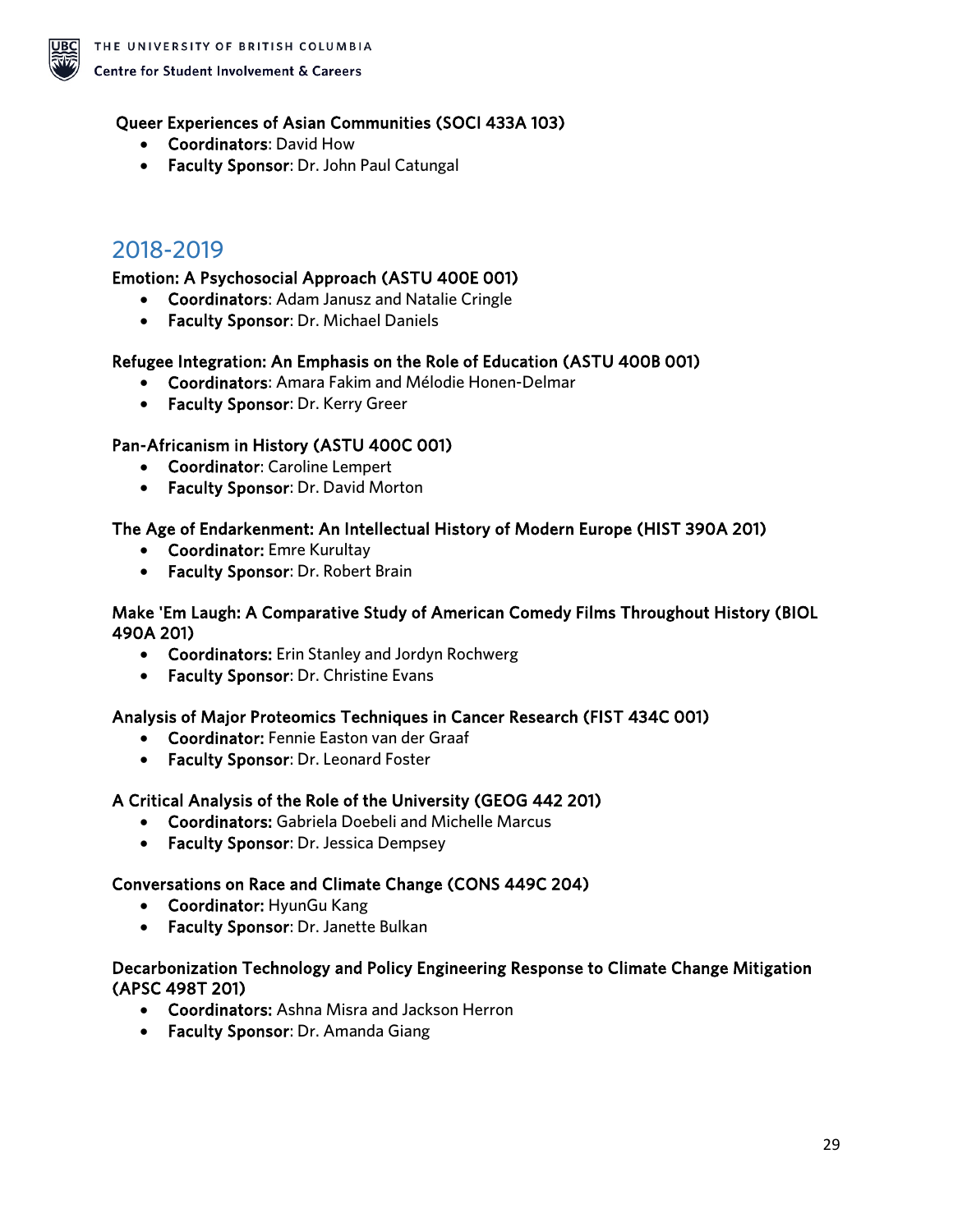**Queer Experiences of Asian Communities (SOCI 433A 103)**

- **Coordinators**: David How
- **Faculty Sponsor**: Dr. John Paul Catungal

## 2018-2019

**Emotion: A Psychosocial Approach (ASTU 400E 001)**

- **Coordinators**: Adam Janusz and Natalie Cringle
- **Faculty Sponsor**: Dr. Michael Daniels

**Refugee Integration: An Emphasis on the Role of Education (ASTU 400B 001)**

- **Coordinators**: Amara Fakim and Mélodie Honen-Delmar
- **Faculty Sponsor**: Dr. Kerry Greer

**Pan-Africanism in History (ASTU 400C 001)**

- **Coordinator**: Caroline Lempert
- **Faculty Sponsor**: Dr. David Morton

**The Age of Endarkenment: An Intellectual History of Modern Europe (HIST 390A 201)**

- **Coordinator:** Emre Kurultay
- **Faculty Sponsor**: Dr. Robert Brain

**Make 'Em Laugh: A Comparative Study of American Comedy Films Throughout History (BIOL 490A 201)**

- **Coordinators:** Erin Stanley and Jordyn Rochwerg
- **Faculty Sponsor**: Dr. Christine Evans

**Analysis of Major Proteomics Techniques in Cancer Research (FIST 434C 001)**

- **Coordinator:** Fennie Easton van der Graaf
- **Faculty Sponsor**: Dr. Leonard Foster

**A Critical Analysis of the Role of the University (GEOG 442 201)**

- **Coordinators:** Gabriela Doebeli and Michelle Marcus
- **Faculty Sponsor**: Dr. Jessica Dempsey

**Conversations on Race and Climate Change (CONS 449C 204)**

- **Coordinator:** HyunGu Kang
- **Faculty Sponsor**: Dr. Janette Bulkan

**Decarbonization Technology and Policy Engineering Response to Climate Change Mitigation (APSC 498T 201)**

- **Coordinators:** Ashna Misra and Jackson Herron
- **Faculty Sponsor**: Dr. Amanda Giang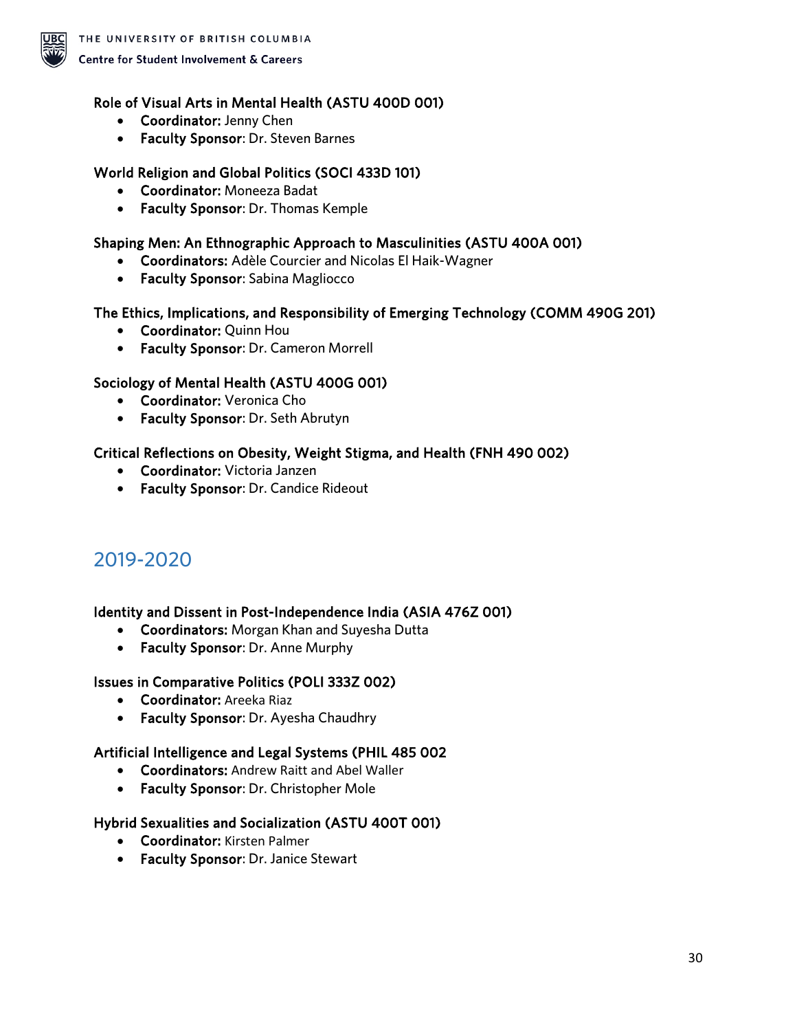### Role of Visual Arts in Mental Health (ASTU 400D 001)

- **Coordinator:** Jenny Chen
- **Faculty Sponsor**: Dr. Steven Barnes

### World Religion and Global Politics (SOCI 433D 101)

- **Coordinator:** Moneeza Badat
- **Faculty Sponsor**: Dr. Thomas Kemple

### Shaping Men: An Ethnographic Approach to Masculinities (ASTU 400A 001)

- **Coordinators:** Adèle Courcier and Nicolas El Haik-Wagner
- **Faculty Sponsor**: Sabina Magliocco

### The Ethics, Implications, and Responsibility of Emerging Technology (COMM 490G 201)

- **Coordinator:** Quinn Hou
- **Faculty Sponsor**: Dr. Cameron Morrell

### Sociology of Mental Health (ASTU 400G 001)

- **Coordinator:** Veronica Cho
- **Faculty Sponsor**: Dr. Seth Abrutyn

### Critical Reflections on Obesity, Weight Stigma, and Health (FNH 490 002)

- **Coordinator:** Victoria Janzen
- **Faculty Sponsor**: Dr. Candice Rideout

## 2019-2020

### Identity and Dissent in Post-Independence India (ASIA 476Z 001)

- **Coordinators:** Morgan Khan and Suyesha Dutta
- **Faculty Sponsor**: Dr. Anne Murphy

### Issues in Comparative Politics (POLI 333Z 002)

- **Coordinator:** Areeka Riaz
- **Faculty Sponsor**: Dr. Ayesha Chaudhry

### Artificial Intelligence and Legal Systems (PHIL 485 002

- **Coordinators:** Andrew Raitt and Abel Waller
- **Faculty Sponsor**: Dr. Christopher Mole

### Hybrid Sexualities and Socialization (ASTU 400T 001)

- **Coordinator:** Kirsten Palmer
- **Faculty Sponsor**: Dr. Janice Stewart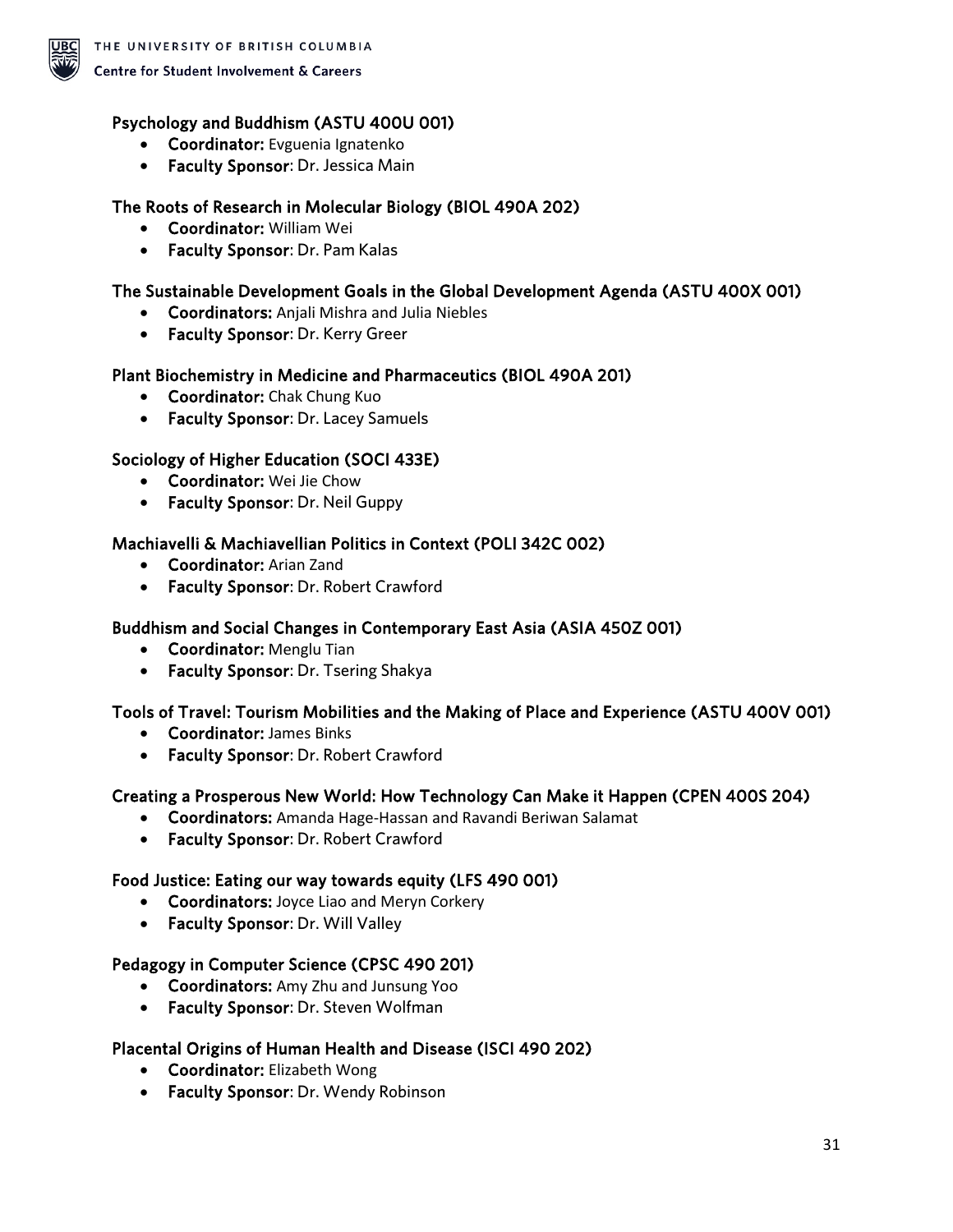### Psychology and Buddhism (ASTU 400U 001)

- **Coordinator:** Evguenia Ignatenko
- **Faculty Sponsor**: Dr. Jessica Main

### The Roots of Research in Molecular Biology (BIOL 490A 202)

- **Coordinator:** William Wei
- **Faculty Sponsor**: Dr. Pam Kalas

### The Sustainable Development Goals in the Global Development Agenda (ASTU 400X 001)

- **Coordinators:** Anjali Mishra and Julia Niebles
- **Faculty Sponsor**: Dr. Kerry Greer

### Plant Biochemistry in Medicine and Pharmaceutics (BIOL 490A 201)

- **Coordinator:** Chak Chung Kuo
- **Faculty Sponsor**: Dr. Lacey Samuels

### Sociology of Higher Education (SOCI 433E)

- **Coordinator:** Wei Jie Chow
- **Faculty Sponsor**: Dr. Neil Guppy

### Machiavelli & Machiavellian Politics in Context (POLI 342C 002)

- **Coordinator:** Arian Zand
- **Faculty Sponsor**: Dr. Robert Crawford

### Buddhism and Social Changes in Contemporary East Asia (ASIA 450Z 001)

- **Coordinator:** Menglu Tian
- **Faculty Sponsor**: Dr. Tsering Shakya

### Tools of Travel: Tourism Mobilities and the Making of Place and Experience (ASTU 400V 001)

- **Coordinator:** James Binks
- **Faculty Sponsor**: Dr. Robert Crawford

### Creating a Prosperous New World: How Technology Can Make it Happen (CPEN 400S 204)

- **Coordinators:** Amanda Hage-Hassan and Ravandi Beriwan Salamat
- **Faculty Sponsor**: Dr. Robert Crawford

### Food Justice: Eating our way towards equity (LFS 490 001)

- **Coordinators:** Joyce Liao and Meryn Corkery
- **Faculty Sponsor**: Dr. Will Valley

### Pedagogy in Computer Science (CPSC 490 201)

- **Coordinators:** Amy Zhu and Junsung Yoo
- **Faculty Sponsor**: Dr. Steven Wolfman

### Placental Origins of Human Health and Disease (ISCI 490 202)

- **Coordinator:** Elizabeth Wong
- **Faculty Sponsor**: Dr. Wendy Robinson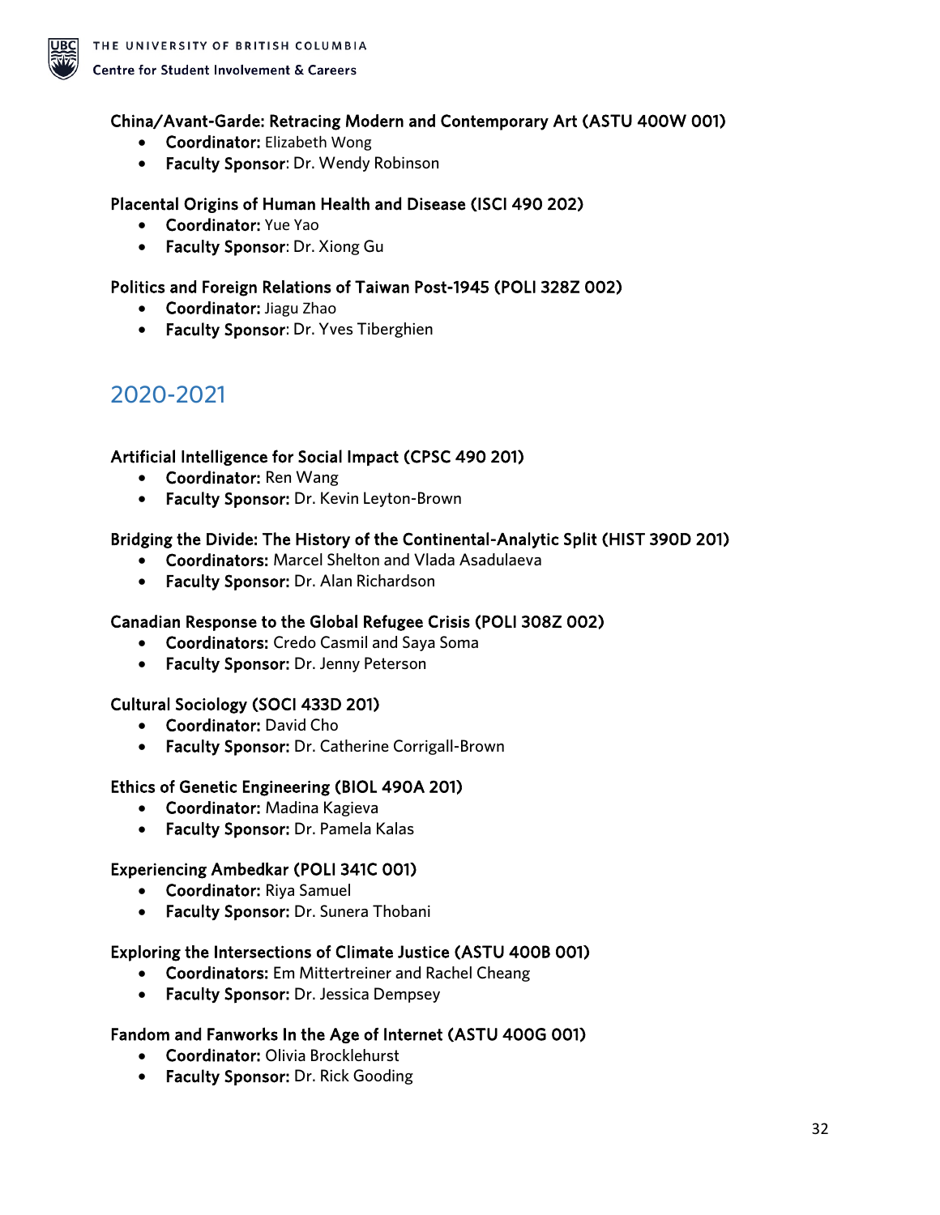**China/Avant-Garde: Retracing Modern and Contemporary Art (ASTU 400W 001)**

- **Coordinator:** Elizabeth Wong
- **Faculty Sponsor**: Dr. Wendy Robinson

**Placental Origins of Human Health and Disease (ISCI 490 202)**

- **Coordinator:** Yue Yao
- **Faculty Sponsor**: Dr. Xiong Gu

**Politics and Foreign Relations of Taiwan Post-1945 (POLI 328Z 002)**

- **Coordinator:** Jiagu Zhao
- **Faculty Sponsor**: Dr. Yves Tiberghien

## 2020-2021

**Artificial Intelligence for Social Impact (CPSC 490 201)**

- **Coordinator:** Ren Wang
- **Faculty Sponsor:** Dr. Kevin Leyton-Brown

**Bridging the Divide: The History of the Continental-Analytic Split (HIST 390D 201)**

- **Coordinators:** Marcel Shelton and Vlada Asadulaeva
- **Faculty Sponsor:** Dr. Alan Richardson

**Canadian Response to the Global Refugee Crisis (POLI 308Z 002)**

- **Coordinators:** Credo Casmil and Saya Soma
- **Faculty Sponsor:** Dr. Jenny Peterson

**Cultural Sociology (SOCI 433D 201)**

- **Coordinator:** David Cho
- **Faculty Sponsor:** Dr. Catherine Corrigall-Brown

**Ethics of Genetic Engineering (BIOL 490A 201)**

- **Coordinator:** Madina Kagieva
- **Faculty Sponsor:** Dr. Pamela Kalas

**Experiencing Ambedkar (POLI 341C 001)**

- **Coordinator:** Riya Samuel
- **Faculty Sponsor:** Dr. Sunera Thobani

**Exploring the Intersections of Climate Justice (ASTU 400B 001)**

- **Coordinators:** Em Mittertreiner and Rachel Cheang
- **Faculty Sponsor:** Dr. Jessica Dempsey

**Fandom and Fanworks In the Age of Internet (ASTU 400G 001)**

- **Coordinator:** Olivia Brocklehurst
- **Faculty Sponsor:** Dr. Rick Gooding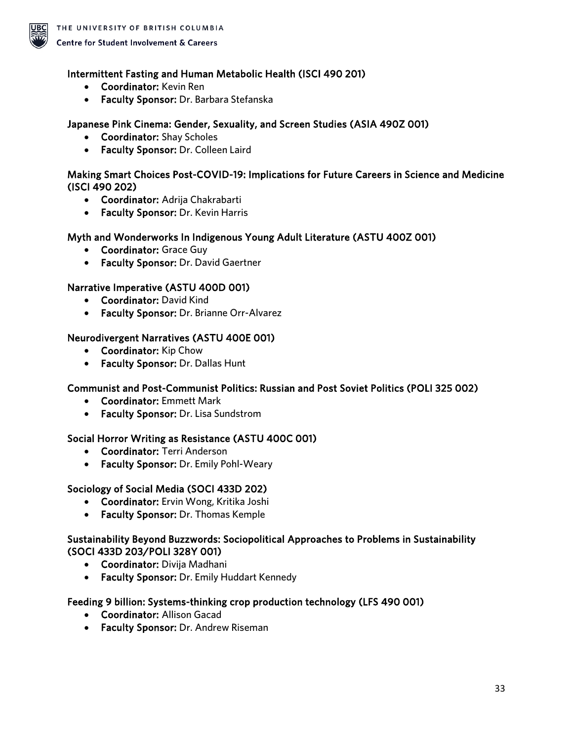### Intermittent Fasting and Human Metabolic Health (ISCI 490 201)

- **Coordinator:** Kevin Ren
- **Faculty Sponsor:** Dr. Barbara Stefanska

### Japanese Pink Cinema: Gender, Sexuality, and Screen Studies (ASIA 490Z 001)

- **Coordinator:** Shay Scholes
- **Faculty Sponsor:** Dr. Colleen Laird

### Making Smart Choices Post-COVID-19: Implications for Future Careers in Science and Medicine (ISCI 490 202)

- **Coordinator:** Adrija Chakrabarti
- **Faculty Sponsor:** Dr. Kevin Harris

### Myth and Wonderworks In Indigenous Young Adult Literature (ASTU 400Z 001)

- **Coordinator:** Grace Guy
- **Faculty Sponsor:** Dr. David Gaertner

### Narrative Imperative (ASTU 400D 001)

- **Coordinator:** David Kind
- **Faculty Sponsor:** Dr. Brianne Orr-Alvarez

### Neurodivergent Narratives (ASTU 400E 001)

- **Coordinator:** Kip Chow
- **Faculty Sponsor:** Dr. Dallas Hunt

### Communist and Post-Communist Politics: Russian and Post Soviet Politics (POLI 325 002)

- **Coordinator:** Emmett Mark
- **Faculty Sponsor:** Dr. Lisa Sundstrom

### Social Horror Writing as Resistance (ASTU 400C 001)

- **Coordinator:** Terri Anderson
- **Faculty Sponsor:** Dr. Emily Pohl-Weary

### Sociology of Social Media (SOCI 433D 202)

- **Coordinator:** Ervin Wong, Kritika Joshi
- **Faculty Sponsor:** Dr. Thomas Kemple

### Sustainability Beyond Buzzwords: Sociopolitical Approaches to Problems in Sustainability (SOCI 433D 203/POLI 328Y 001)

- **Coordinator:** Divija Madhani
- **Faculty Sponsor:** Dr. Emily Huddart Kennedy

### Feeding 9 billion: Systems-thinking crop production technology (LFS 490 001)

- **Coordinator:** Allison Gacad
- **Faculty Sponsor:** Dr. Andrew Riseman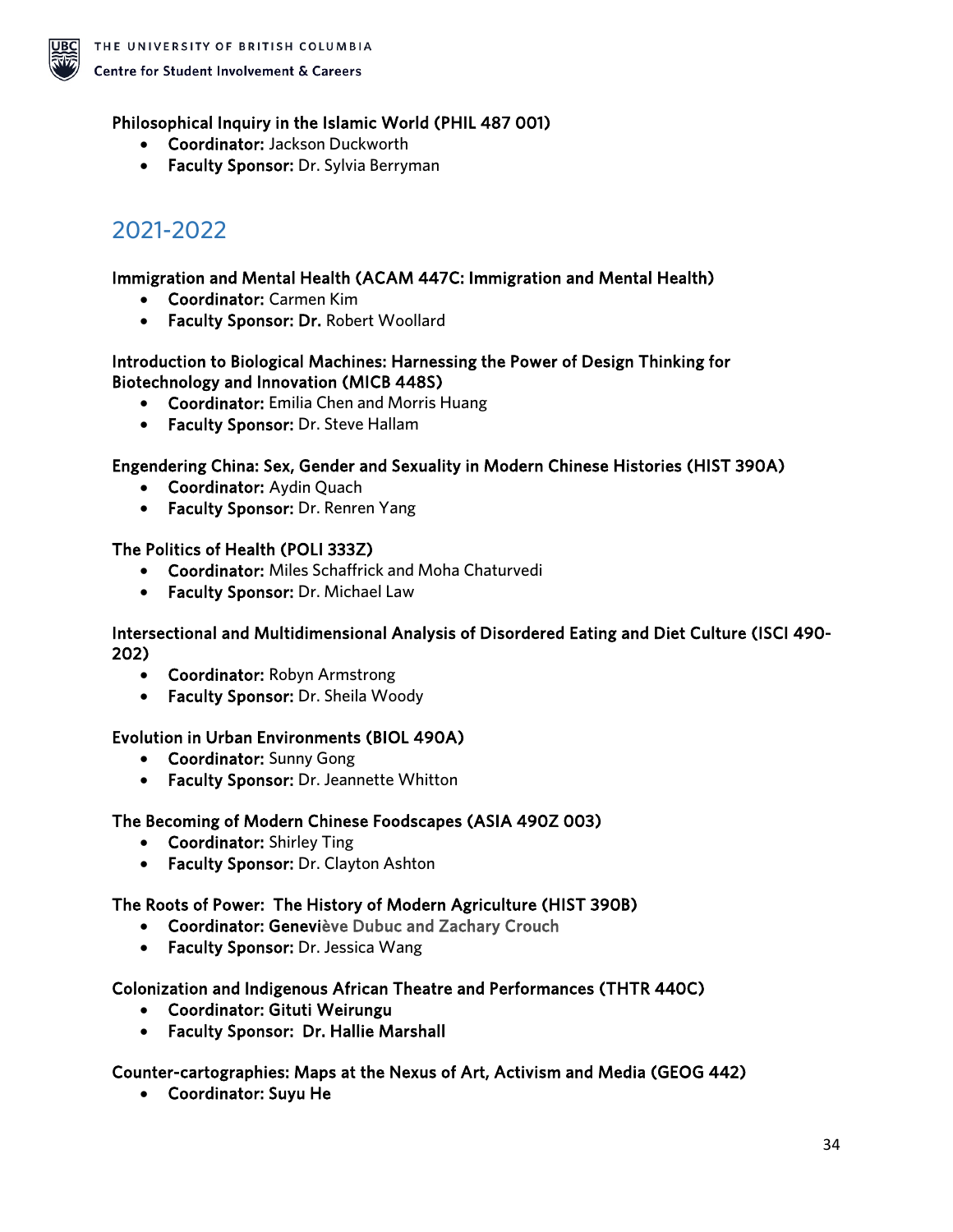**Philosophical Inquiry in the Islamic World (PHIL 487 001)**

- **Coordinator:** Jackson Duckworth
- **Faculty Sponsor:** Dr. Sylvia Berryman

## 2021-2022

**Immigration and Mental Health (ACAM 447C: Immigration and Mental Health)**

- **Coordinator:** Carmen Kim
- **Faculty Sponsor: Dr.** Robert Woollard

**Introduction to Biological Machines: Harnessing the Power of Design Thinking for Biotechnology and Innovation (MICB 448S)**

- **Coordinator:** Emilia Chen and Morris Huang
- **Faculty Sponsor:** Dr. Steve Hallam

**Engendering China: Sex, Gender and Sexuality in Modern Chinese Histories (HIST 390A)**

- **Coordinator:** Aydin Quach
- **Faculty Sponsor:** Dr. Renren Yang

**The Politics of Health (POLI 333Z)**

- **Coordinator:** Miles Schaffrick and Moha Chaturvedi
- **Faculty Sponsor:** Dr. Michael Law

**Intersectional and Multidimensional Analysis of Disordered Eating and Diet Culture (ISCI 490-202)**

- **Coordinator:** Robyn Armstrong
- **Faculty Sponsor:** Dr. Sheila Woody

**Evolution in Urban Environments (BIOL 490A)**

- **Coordinator:** Sunny Gong
- **Faculty Sponsor:** Dr. Jeannette Whitton

**The Becoming of Modern Chinese Foodscapes (ASIA 490Z 003)**

- **Coordinator:** Shirley Ting
- **Faculty Sponsor:** Dr. Clayton Ashton

**The Roots of Power: The History of Modern Agriculture (HIST 390B)**

- **Coordinator: Geneviève Dubuc and Zachary Crouch**
- **Faculty Sponsor:** Dr. Jessica Wang

**Colonization and Indigenous African Theatre and Performances (THTR 440C)**

- **Coordinator: Gituti Weirungu**
- **Faculty Sponsor: Dr. Hallie Marshall**

**Counter-cartographies: Maps at the Nexus of Art, Activism and Media (GEOG 442)**

- **Coordinator: Suyu He**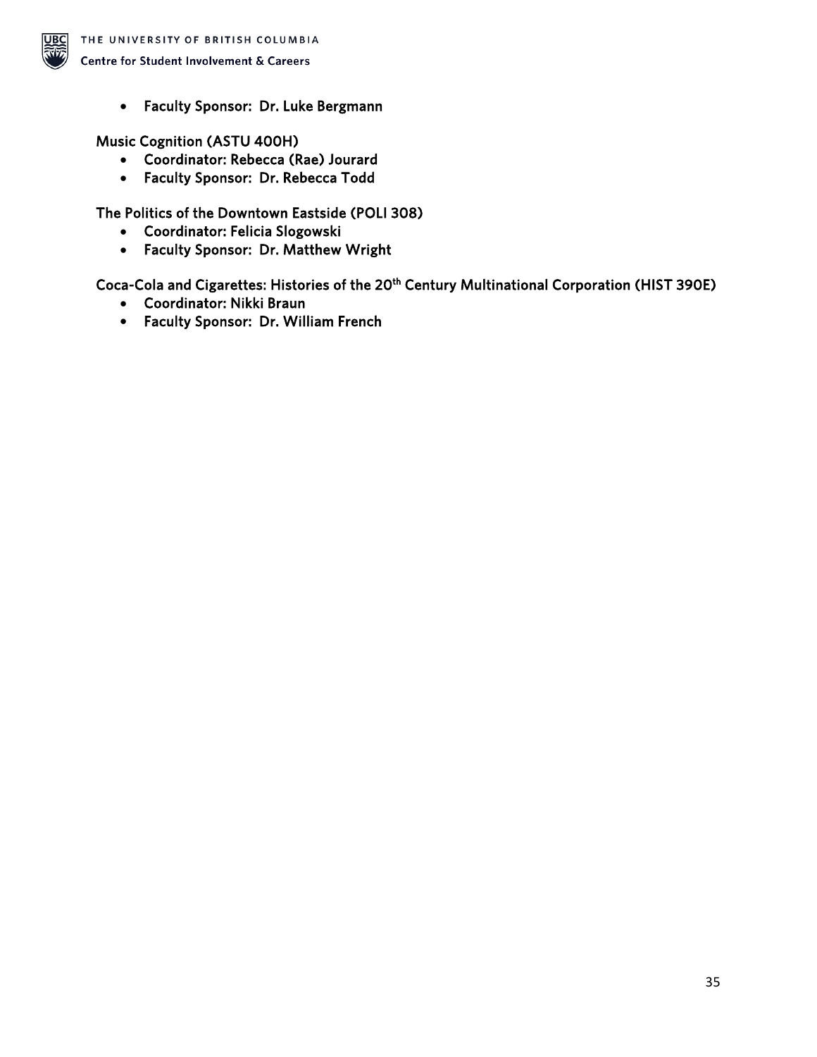- Faculty Sponsor: Dr. Luke Bergmann

**Music Cognition (ASTU 400H)**

- Coordinator: Rebecca (Rae) Jourard
- Faculty Sponsor: Dr. Rebecca Todd

**The Politics of the Downtown Eastside (POLI 308)**

- Coordinator: Felicia Slogowski
- Faculty Sponsor: Dr. Matthew Wright

**Coca-Cola and Cigarettes: Histories of the 20th Century Multinational Corporation (HIST 390E)**

- Coordinator: Nikki Braun
- Faculty Sponsor: Dr. William French